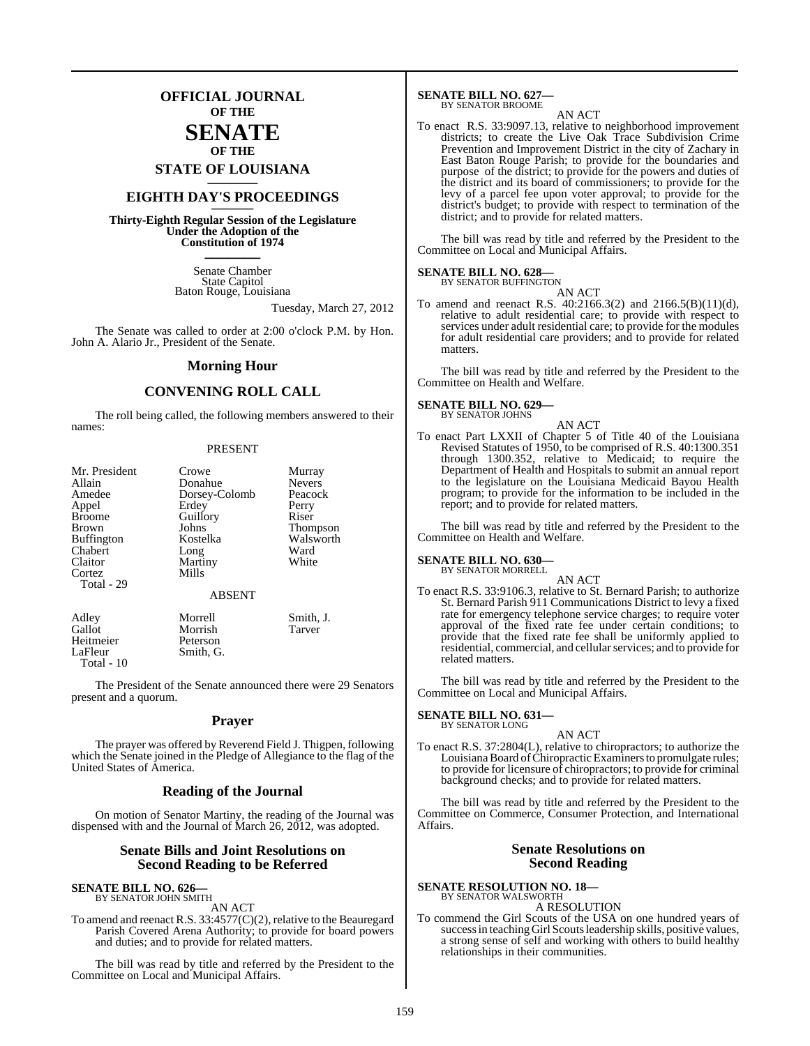# OFFICIAL JOURNAL OF THE SENATE OF THE STATE OF LOUISIANA

## EIGHTH DAY'S PROCEEDINGS

**Thirty-Eighth Regular Session of the Legislature Under the Adoption of the Constitution of 1974**

Senate Chamber
State Capitol
Baton Rouge, Louisiana

Tuesday, March 27, 2012

The Senate was called to order at 2:00 o'clock P.M. by Hon. John A. Alario Jr., President of the Senate.

## Morning Hour

## CONVENING ROLL CALL

The roll being called, the following members answered to their names:

PRESENT

| | | |
|---|---|---|
| Mr. President | Crowe | Murray |
| Allain | Donahue | Nevers |
| Amedee | Dorsey-Colomb | Peacock |
| Appel | Erdey | Perry |
| Broome | Guillory | Riser |
| Brown | Johns | Thompson |
| Buffington | Kostelka | Walsworth |
| Chabert | Long | Ward |
| Claitor | Martiny | White |
| Cortez | Mills | |
| Total - 29 | | |

ABSENT

| | | |
|---|---|---|
| Adley | Morrell | Smith, J. |
| Gallot | Morrish | Tarver |
| Heitmeier | Peterson | |
| LaFleur | Smith, G. | |
| Total - 10 | | |

The President of the Senate announced there were 29 Senators present and a quorum.

## Prayer

The prayer was offered by Reverend Field J. Thigpen, following which the Senate joined in the Pledge of Allegiance to the flag of the United States of America.

## Reading of the Journal

On motion of Senator Martiny, the reading of the Journal was dispensed with and the Journal of March 26, 2012, was adopted.

## Senate Bills and Joint Resolutions on Second Reading to be Referred

**SENATE BILL NO. 626—**
BY SENATOR JOHN SMITH

AN ACT

To amend and reenact R.S. 33:4577(C)(2), relative to the Beauregard Parish Covered Arena Authority; to provide for board powers and duties; and to provide for related matters.

The bill was read by title and referred by the President to the Committee on Local and Municipal Affairs.

**SENATE BILL NO. 627—**
BY SENATOR BROOME

AN ACT

To enact R.S. 33:9097.13, relative to neighborhood improvement districts; to create the Live Oak Trace Subdivision Crime Prevention and Improvement District in the city of Zachary in East Baton Rouge Parish; to provide for the boundaries and purpose of the district; to provide for the powers and duties of the district and its board of commissioners; to provide for the levy of a parcel fee upon voter approval; to provide for the district's budget; to provide with respect to termination of the district; and to provide for related matters.

The bill was read by title and referred by the President to the Committee on Local and Municipal Affairs.

**SENATE BILL NO. 628—**
BY SENATOR BUFFINGTON

AN ACT

To amend and reenact R.S. 40:2166.3(2) and 2166.5(B)(11)(d), relative to adult residential care; to provide with respect to services under adult residential care; to provide for the modules for adult residential care providers; and to provide for related matters.

The bill was read by title and referred by the President to the Committee on Health and Welfare.

**SENATE BILL NO. 629—**
BY SENATOR JOHNS

AN ACT

To enact Part LXXII of Chapter 5 of Title 40 of the Louisiana Revised Statutes of 1950, to be comprised of R.S. 40:1300.351 through 1300.352, relative to Medicaid; to require the Department of Health and Hospitals to submit an annual report to the legislature on the Louisiana Medicaid Bayou Health program; to provide for the information to be included in the report; and to provide for related matters.

The bill was read by title and referred by the President to the Committee on Health and Welfare.

**SENATE BILL NO. 630—**
BY SENATOR MORRELL

AN ACT

To enact R.S. 33:9106.3, relative to St. Bernard Parish; to authorize St. Bernard Parish 911 Communications District to levy a fixed rate for emergency telephone service charges; to require voter approval of the fixed rate fee under certain conditions; to provide that the fixed rate fee shall be uniformly applied to residential, commercial, and cellular services; and to provide for related matters.

The bill was read by title and referred by the President to the Committee on Local and Municipal Affairs.

**SENATE BILL NO. 631—**
BY SENATOR LONG

AN ACT

To enact R.S. 37:2804(L), relative to chiropractors; to authorize the Louisiana Board of Chiropractic Examiners to promulgate rules; to provide for licensure of chiropractors; to provide for criminal background checks; and to provide for related matters.

The bill was read by title and referred by the President to the Committee on Commerce, Consumer Protection, and International Affairs.

## Senate Resolutions on Second Reading

**SENATE RESOLUTION NO. 18—**
BY SENATOR WALSWORTH

A RESOLUTION

To commend the Girl Scouts of the USA on one hundred years of success in teaching Girl Scouts leadership skills, positive values, a strong sense of self and working with others to build healthy relationships in their communities.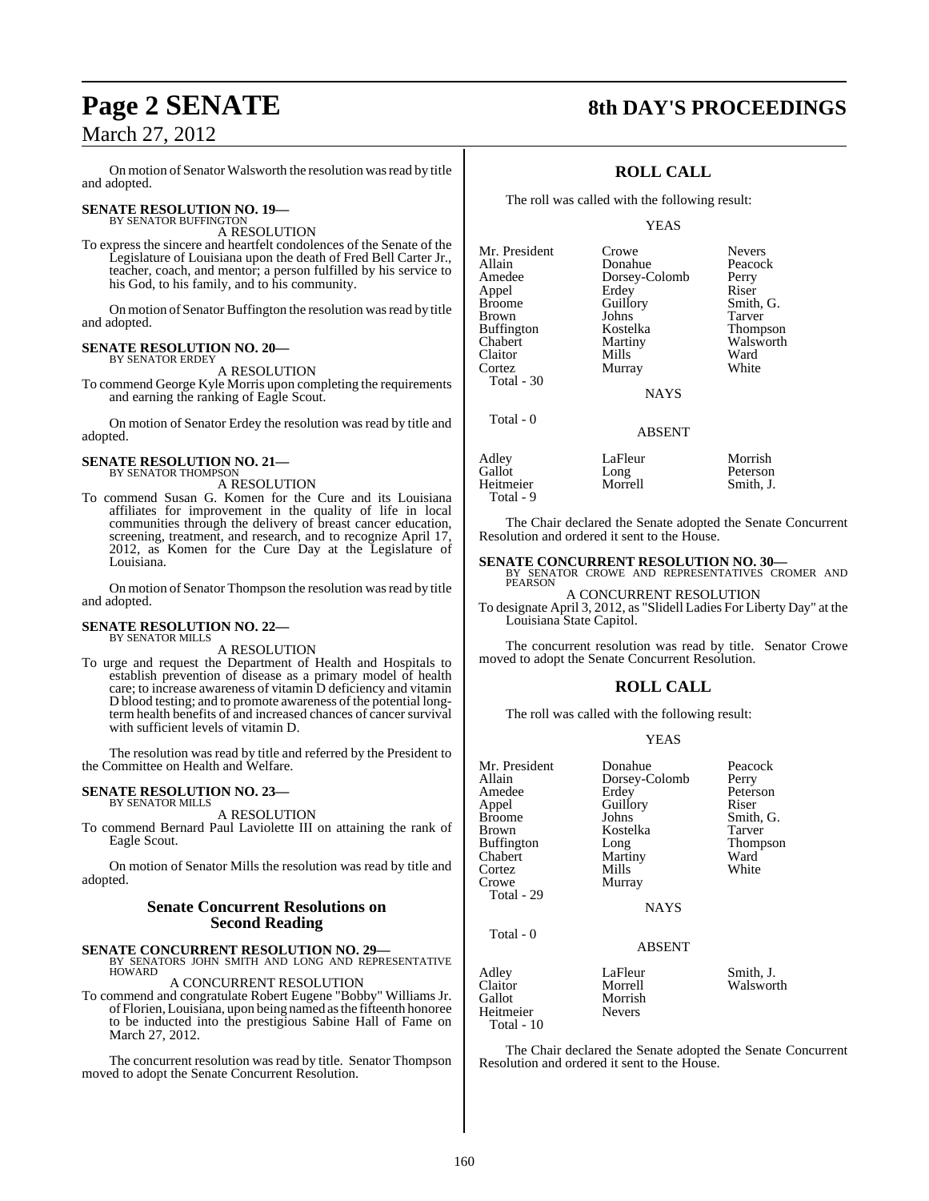On motion of Senator Walsworth the resolution was read by title and adopted.

**SENATE RESOLUTION NO. 19—**
BY SENATOR BUFFINGTON

A RESOLUTION

To express the sincere and heartfelt condolences of the Senate of the Legislature of Louisiana upon the death of Fred Bell Carter Jr., teacher, coach, and mentor; a person fulfilled by his service to his God, to his family, and to his community.

On motion of Senator Buffington the resolution was read by title and adopted.

**SENATE RESOLUTION NO. 20—**
BY SENATOR ERDEY

A RESOLUTION

To commend George Kyle Morris upon completing the requirements and earning the ranking of Eagle Scout.

On motion of Senator Erdey the resolution was read by title and adopted.

**SENATE RESOLUTION NO. 21—**
BY SENATOR THOMPSON

A RESOLUTION

To commend Susan G. Komen for the Cure and its Louisiana affiliates for improvement in the quality of life in local communities through the delivery of breast cancer education, screening, treatment, and research, and to recognize April 17, 2012, as Komen for the Cure Day at the Legislature of Louisiana.

On motion of Senator Thompson the resolution was read by title and adopted.

**SENATE RESOLUTION NO. 22—**
BY SENATOR MILLS

A RESOLUTION

To urge and request the Department of Health and Hospitals to establish prevention of disease as a primary model of health care; to increase awareness of vitamin D deficiency and vitamin D blood testing; and to promote awareness of the potential long-term health benefits of and increased chances of cancer survival with sufficient levels of vitamin D.

The resolution was read by title and referred by the President to the Committee on Health and Welfare.

**SENATE RESOLUTION NO. 23—**
BY SENATOR MILLS

A RESOLUTION

To commend Bernard Paul Laviolette III on attaining the rank of Eagle Scout.

On motion of Senator Mills the resolution was read by title and adopted.

## Senate Concurrent Resolutions on Second Reading

**SENATE CONCURRENT RESOLUTION NO. 29—**
BY SENATORS JOHN SMITH AND LONG AND REPRESENTATIVE HOWARD

A CONCURRENT RESOLUTION

To commend and congratulate Robert Eugene "Bobby" Williams Jr. of Florien, Louisiana, upon being named as the fifteenth honoree to be inducted into the prestigious Sabine Hall of Fame on March 27, 2012.

The concurrent resolution was read by title. Senator Thompson moved to adopt the Senate Concurrent Resolution.

## ROLL CALL

The roll was called with the following result:

YEAS

| | | |
|---|---|---|
| Mr. President | Crowe | Nevers |
| Allain | Donahue | Peacock |
| Amedee | Dorsey-Colomb | Perry |
| Appel | Erdey | Riser |
| Broome | Guillory | Smith, G. |
| Brown | Johns | Tarver |
| Buffington | Kostelka | Thompson |
| Chabert | Martiny | Walsworth |
| Claitor | Mills | Ward |
| Cortez | Murray | White |

Total - 30

NAYS

Total - 0

ABSENT

| | | |
|---|---|---|
| Adley | LaFleur | Morrish |
| Gallot | Long | Peterson |
| Heitmeier | Morrell | Smith, J. |

Total - 9

The Chair declared the Senate adopted the Senate Concurrent Resolution and ordered it sent to the House.

**SENATE CONCURRENT RESOLUTION NO. 30—**
BY SENATOR CROWE AND REPRESENTATIVES CROMER AND PEARSON

A CONCURRENT RESOLUTION

To designate April 3, 2012, as "Slidell Ladies For Liberty Day" at the Louisiana State Capitol.

The concurrent resolution was read by title. Senator Crowe moved to adopt the Senate Concurrent Resolution.

## ROLL CALL

The roll was called with the following result:

YEAS

| | | |
|---|---|---|
| Mr. President | Donahue | Peacock |
| Allain | Dorsey-Colomb | Perry |
| Amedee | Erdey | Peterson |
| Appel | Guillory | Riser |
| Broome | Johns | Smith, G. |
| Brown | Kostelka | Tarver |
| Buffington | Long | Thompson |
| Chabert | Martiny | Ward |
| Cortez | Mills | White |
| Crowe | Murray | |

Total - 29

NAYS

Total - 0

ABSENT

| | | |
|---|---|---|
| Adley | LaFleur | Smith, J. |
| Claitor | Morrell | Walsworth |
| Gallot | Morrish | |
| Heitmeier | Nevers | |

Total - 10

The Chair declared the Senate adopted the Senate Concurrent Resolution and ordered it sent to the House.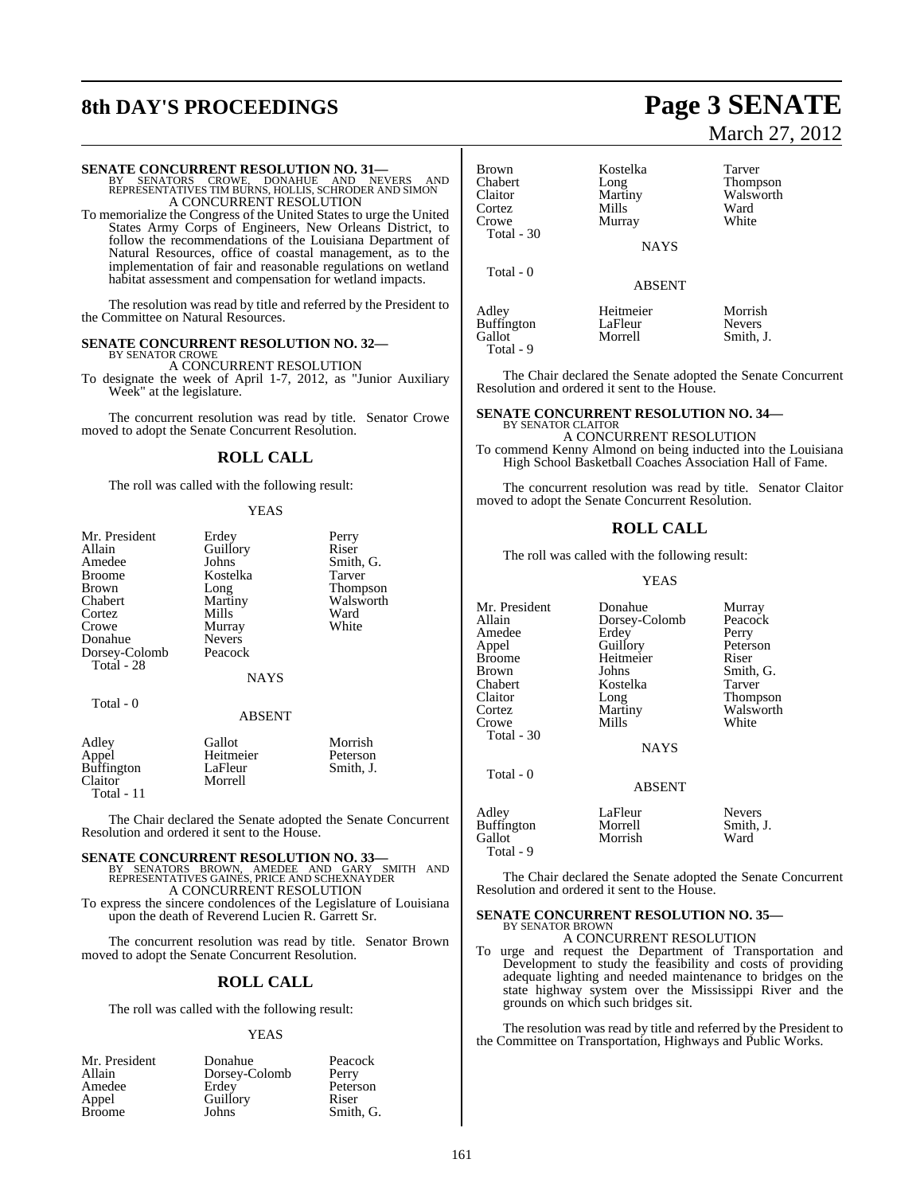**SENATE CONCURRENT RESOLUTION NO. 31—**
BY SENATORS CROWE, DONAHUE AND NEVERS AND REPRESENTATIVES TIM BURNS, HOLLIS, SCHRODER AND SIMON
A CONCURRENT RESOLUTION

To memorialize the Congress of the United States to urge the United States Army Corps of Engineers, New Orleans District, to follow the recommendations of the Louisiana Department of Natural Resources, office of coastal management, as to the implementation of fair and reasonable regulations on wetland habitat assessment and compensation for wetland impacts.

The resolution was read by title and referred by the President to the Committee on Natural Resources.

**SENATE CONCURRENT RESOLUTION NO. 32—**
BY SENATOR CROWE
A CONCURRENT RESOLUTION

To designate the week of April 1-7, 2012, as "Junior Auxiliary Week" at the legislature.

The concurrent resolution was read by title. Senator Crowe moved to adopt the Senate Concurrent Resolution.

## ROLL CALL

The roll was called with the following result:

YEAS

| | | |
|---|---|---|
| Mr. President | Erdey | Perry |
| Allain | Guillory | Riser |
| Amedee | Johns | Smith, G. |
| Broome | Kostelka | Tarver |
| Brown | Long | Thompson |
| Chabert | Martiny | Walsworth |
| Cortez | Mills | Ward |
| Crowe | Murray | White |
| Donahue | Nevers | |
| Dorsey-Colomb | Peacock | |

Total - 28

NAYS

Total - 0

ABSENT

| | | |
|---|---|---|
| Adley | Gallot | Morrish |
| Appel | Heitmeier | Peterson |
| Buffington | LaFleur | Smith, J. |
| Claitor | Morrell | |

Total - 11

The Chair declared the Senate adopted the Senate Concurrent Resolution and ordered it sent to the House.

**SENATE CONCURRENT RESOLUTION NO. 33—**
BY SENATORS BROWN, AMEDEE AND GARY SMITH AND REPRESENTATIVES GAINES, PRICE AND SCHEXNAYDER
A CONCURRENT RESOLUTION

To express the sincere condolences of the Legislature of Louisiana upon the death of Reverend Lucien R. Garrett Sr.

The concurrent resolution was read by title. Senator Brown moved to adopt the Senate Concurrent Resolution.

## ROLL CALL

The roll was called with the following result:

YEAS

| | | |
|---|---|---|
| Mr. President | Donahue | Peacock |
| Allain | Dorsey-Colomb | Perry |
| Amedee | Erdey | Peterson |
| Appel | Guillory | Riser |
| Broome | Johns | Smith, G. |
| Brown | Kostelka | Tarver |
| Chabert | Long | Thompson |
| Claitor | Martiny | Walsworth |
| Cortez | Mills | Ward |
| Crowe | Murray | White |

Total - 30

NAYS

Total - 0

ABSENT

| | | |
|---|---|---|
| Adley | Heitmeier | Morrish |
| Buffington | LaFleur | Nevers |
| Gallot | Morrell | Smith, J. |

Total - 9

The Chair declared the Senate adopted the Senate Concurrent Resolution and ordered it sent to the House.

**SENATE CONCURRENT RESOLUTION NO. 34—**
BY SENATOR CLAITOR
A CONCURRENT RESOLUTION

To commend Kenny Almond on being inducted into the Louisiana High School Basketball Coaches Association Hall of Fame.

The concurrent resolution was read by title. Senator Claitor moved to adopt the Senate Concurrent Resolution.

## ROLL CALL

The roll was called with the following result:

YEAS

| | | |
|---|---|---|
| Mr. President | Donahue | Murray |
| Allain | Dorsey-Colomb | Peacock |
| Amedee | Erdey | Perry |
| Appel | Guillory | Peterson |
| Broome | Heitmeier | Riser |
| Brown | Johns | Smith, G. |
| Chabert | Kostelka | Tarver |
| Claitor | Long | Thompson |
| Cortez | Martiny | Walsworth |
| Crowe | Mills | White |

Total - 30

NAYS

Total - 0

ABSENT

| | | |
|---|---|---|
| Adley | LaFleur | Nevers |
| Buffington | Morrell | Smith, J. |
| Gallot | Morrish | Ward |

Total - 9

The Chair declared the Senate adopted the Senate Concurrent Resolution and ordered it sent to the House.

**SENATE CONCURRENT RESOLUTION NO. 35—**
BY SENATOR BROWN
A CONCURRENT RESOLUTION

To urge and request the Department of Transportation and Development to study the feasibility and costs of providing adequate lighting and needed maintenance to bridges on the state highway system over the Mississippi River and the grounds on which such bridges sit.

The resolution was read by title and referred by the President to the Committee on Transportation, Highways and Public Works.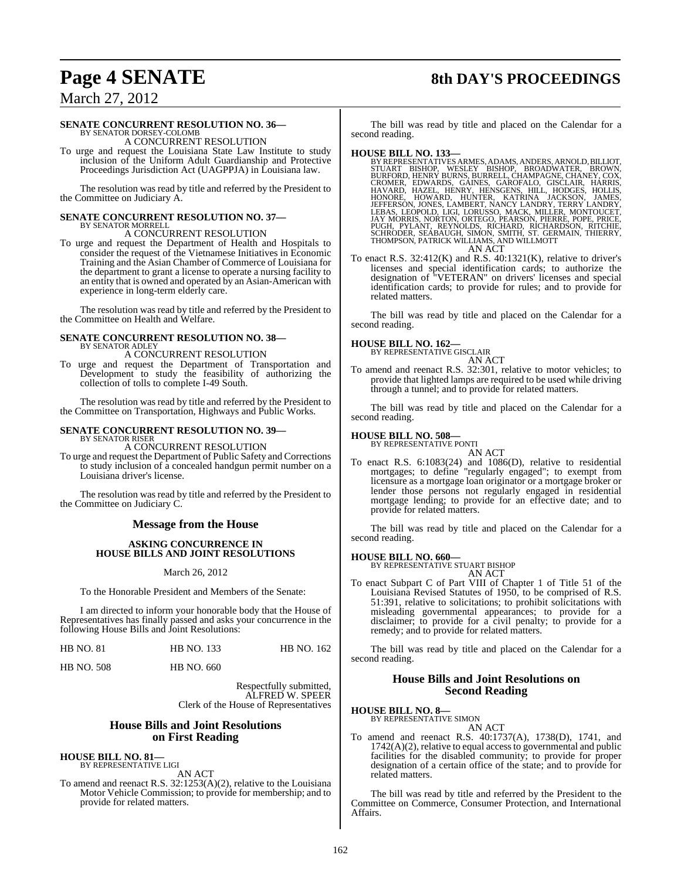**SENATE CONCURRENT RESOLUTION NO. 36—**
BY SENATOR DORSEY-COLOMB
A CONCURRENT RESOLUTION

To urge and request the Louisiana State Law Institute to study inclusion of the Uniform Adult Guardianship and Protective Proceedings Jurisdiction Act (UAGPPJA) in Louisiana law.

The resolution was read by title and referred by the President to the Committee on Judiciary A.

**SENATE CONCURRENT RESOLUTION NO. 37—**
BY SENATOR MORRELL
A CONCURRENT RESOLUTION

To urge and request the Department of Health and Hospitals to consider the request of the Vietnamese Initiatives in Economic Training and the Asian Chamber of Commerce of Louisiana for the department to grant a license to operate a nursing facility to an entity that is owned and operated by an Asian-American with experience in long-term elderly care.

The resolution was read by title and referred by the President to the Committee on Health and Welfare.

**SENATE CONCURRENT RESOLUTION NO. 38—**
BY SENATOR ADLEY
A CONCURRENT RESOLUTION

To urge and request the Department of Transportation and Development to study the feasibility of authorizing the collection of tolls to complete I-49 South.

The resolution was read by title and referred by the President to the Committee on Transportation, Highways and Public Works.

**SENATE CONCURRENT RESOLUTION NO. 39—**
BY SENATOR RISER
A CONCURRENT RESOLUTION

To urge and request the Department of Public Safety and Corrections to study inclusion of a concealed handgun permit number on a Louisiana driver's license.

The resolution was read by title and referred by the President to the Committee on Judiciary C.

## Message from the House

**ASKING CONCURRENCE IN HOUSE BILLS AND JOINT RESOLUTIONS**

March 26, 2012

To the Honorable President and Members of the Senate:

I am directed to inform your honorable body that the House of Representatives has finally passed and asks your concurrence in the following House Bills and Joint Resolutions:

| | | |
|---|---|---|
| HB NO. 81 | HB NO. 133 | HB NO. 162 |
| HB NO. 508 | HB NO. 660 | |

Respectfully submitted,
ALFRED W. SPEER
Clerk of the House of Representatives

## House Bills and Joint Resolutions on First Reading

**HOUSE BILL NO. 81—**
BY REPRESENTATIVE LIGI
AN ACT

To amend and reenact R.S. 32:1253(A)(2), relative to the Louisiana Motor Vehicle Commission; to provide for membership; and to provide for related matters.

The bill was read by title and placed on the Calendar for a second reading.

**HOUSE BILL NO. 133—**
BY REPRESENTATIVES ARMES, ADAMS, ANDERS, ARNOLD, BILLIOT, STUART BISHOP, WESLEY BISHOP, BROADWATER, BROWN, BURFORD, HENRY BURNS, BURRELL, CHAMPAGNE, CHANEY, COX, CROMER, EDWARDS, GAINES, GAROFALO, GISCLAIR, HARRIS, HAVARD, HAZEL, HENRY, HENSGENS, HILL, HODGES, HOLLIS, HONORE, HOWARD, HUNTER, KATRINA JACKSON, JAMES, JEFFERSON, JONES, LAMBERT, NANCY LANDRY, TERRY LANDRY, LEBAS, LEOPOLD, LIGI, LORUSSO, MACK, MILLER, MONTOUCET, JAY MORRIS, NORTON, ORTEGO, PEARSON, PIERRE, POPE, PRICE, PUGH, PYLANT, REYNOLDS, RICHARD, RICHARDSON, RITCHIE, SCHRODER, SEABAUGH, SIMON, SMITH, ST. GERMAIN, THIERRY, THOMPSON, PATRICK WILLIAMS, AND WILLMOTT
AN ACT

To enact R.S. 32:412(K) and R.S. 40:1321(K), relative to driver's licenses and special identification cards; to authorize the designation of "VETERAN" on drivers' licenses and special identification cards; to provide for rules; and to provide for related matters.

The bill was read by title and placed on the Calendar for a second reading.

**HOUSE BILL NO. 162—**
BY REPRESENTATIVE GISCLAIR
AN ACT

To amend and reenact R.S. 32:301, relative to motor vehicles; to provide that lighted lamps are required to be used while driving through a tunnel; and to provide for related matters.

The bill was read by title and placed on the Calendar for a second reading.

**HOUSE BILL NO. 508—**
BY REPRESENTATIVE PONTI
AN ACT

To enact R.S. 6:1083(24) and 1086(D), relative to residential mortgages; to define "regularly engaged"; to exempt from licensure as a mortgage loan originator or a mortgage broker or lender those persons not regularly engaged in residential mortgage lending; to provide for an effective date; and to provide for related matters.

The bill was read by title and placed on the Calendar for a second reading.

**HOUSE BILL NO. 660—**
BY REPRESENTATIVE STUART BISHOP
AN ACT

To enact Subpart C of Part VIII of Chapter 1 of Title 51 of the Louisiana Revised Statutes of 1950, to be comprised of R.S. 51:391, relative to solicitations; to prohibit solicitations with misleading governmental appearances; to provide for a disclaimer; to provide for a civil penalty; to provide for a remedy; and to provide for related matters.

The bill was read by title and placed on the Calendar for a second reading.

## House Bills and Joint Resolutions on Second Reading

**HOUSE BILL NO. 8—**
BY REPRESENTATIVE SIMON
AN ACT

To amend and reenact R.S. 40:1737(A), 1738(D), 1741, and 1742(A)(2), relative to equal access to governmental and public facilities for the disabled community; to provide for proper designation of a certain office of the state; and to provide for related matters.

The bill was read by title and referred by the President to the Committee on Commerce, Consumer Protection, and International Affairs.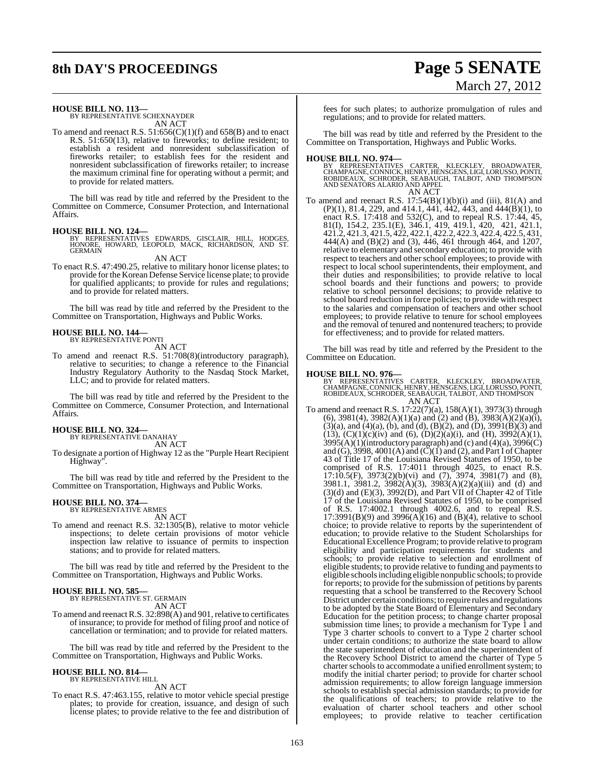**HOUSE BILL NO. 113—**
BY REPRESENTATIVE SCHEXNAYDER
AN ACT

To amend and reenact R.S. 51:656(C)(1)(f) and 658(B) and to enact R.S. 51:650(13), relative to fireworks; to define resident; to establish a resident and nonresident subclassification of fireworks retailer; to establish fees for the resident and nonresident subclassification of fireworks retailer; to increase the maximum criminal fine for operating without a permit; and to provide for related matters.

The bill was read by title and referred by the President to the Committee on Commerce, Consumer Protection, and International Affairs.

**HOUSE BILL NO. 124—**
BY REPRESENTATIVES EDWARDS, GISCLAIR, HILL, HODGES, HONORE, HOWARD, LEOPOLD, MACK, RICHARDSON, AND ST. GERMAIN
AN ACT

To enact R.S. 47:490.25, relative to military honor license plates; to provide for the Korean Defense Service license plate; to provide for qualified applicants; to provide for rules and regulations; and to provide for related matters.

The bill was read by title and referred by the President to the Committee on Transportation, Highways and Public Works.

**HOUSE BILL NO. 144—**
BY REPRESENTATIVE PONTI
AN ACT

To amend and reenact R.S. 51:708(8)(introductory paragraph), relative to securities; to change a reference to the Financial Industry Regulatory Authority to the Nasdaq Stock Market, LLC; and to provide for related matters.

The bill was read by title and referred by the President to the Committee on Commerce, Consumer Protection, and International Affairs.

**HOUSE BILL NO. 324—**
BY REPRESENTATIVE DANAHAY
AN ACT

To designate a portion of Highway 12 as the "Purple Heart Recipient Highway".

The bill was read by title and referred by the President to the Committee on Transportation, Highways and Public Works.

**HOUSE BILL NO. 374—**
BY REPRESENTATIVE ARMES
AN ACT

To amend and reenact R.S. 32:1305(B), relative to motor vehicle inspections; to delete certain provisions of motor vehicle inspection law relative to issuance of permits to inspection stations; and to provide for related matters.

The bill was read by title and referred by the President to the Committee on Transportation, Highways and Public Works.

**HOUSE BILL NO. 585—**
BY REPRESENTATIVE ST. GERMAIN
AN ACT

To amend and reenact R.S. 32:898(A) and 901, relative to certificates of insurance; to provide for method of filing proof and notice of cancellation or termination; and to provide for related matters.

The bill was read by title and referred by the President to the Committee on Transportation, Highways and Public Works.

**HOUSE BILL NO. 814—**
BY REPRESENTATIVE HILL
AN ACT

To enact R.S. 47:463.155, relative to motor vehicle special prestige plates; to provide for creation, issuance, and design of such license plates; to provide relative to the fee and distribution of fees for such plates; to authorize promulgation of rules and regulations; and to provide for related matters.

The bill was read by title and referred by the President to the Committee on Transportation, Highways and Public Works.

**HOUSE BILL NO. 974—**
BY REPRESENTATIVES CARTER, KLECKLEY, BROADWATER, CHAMPAGNE, CONNICK, HENRY, HENSGENS, LIGI, LORUSSO, PONTI, ROBIDEAUX, SCHRODER, SEABAUGH, TALBOT, AND THOMPSON AND SENATORS ALARIO AND APPEL
AN ACT

To amend and reenact R.S. 17:54(B)(1)(b)(i) and (iii), 81(A) and (P)(1), 81.4, 229, and 414.1, 441, 442, 443, and 444(B)(1), to enact R.S. 17:418 and 532(C), and to repeal R.S. 17:44, 45, 81(I), 154.2, 235.1(E), 346.1, 419, 419.1, 420, 421, 421.1, 421.2, 421.3, 421.5, 422, 422.1, 422.2, 422.3, 422.4, 422.5, 431, 444(A) and (B)(2) and (3), 446, 461 through 464, and 1207, relative to elementary and secondary education; to provide with respect to teachers and other school employees; to provide with respect to local school superintendents, their employment, and their duties and responsibilities; to provide relative to local school boards and their functions and powers; to provide relative to school personnel decisions; to provide relative to school board reduction in force policies; to provide with respect to the salaries and compensation of teachers and other school employees; to provide relative to tenure for school employees and the removal of tenured and nontenured teachers; to provide for effectiveness; and to provide for related matters.

The bill was read by title and referred by the President to the Committee on Education.

**HOUSE BILL NO. 976—**
BY REPRESENTATIVES CARTER, KLECKLEY, BROADWATER, CHAMPAGNE, CONNICK, HENRY, HENSGENS, LIGI, LORUSSO, PONTI, ROBIDEAUX, SCHRODER, SEABAUGH, TALBOT, AND THOMPSON
AN ACT

To amend and reenact R.S. 17:22(7)(a), 158(A)(1), 3973(3) through (6), 3981(4), 3982(A)(1)(a) and (2) and (B), 3983(A)(2)(a)(i), (3)(a), and (4)(a), (b), and (d), (B)(2), and (D), 3991(B)(3) and (13), (C)(1)(c)(iv) and (6), (D)(2)(a)(i), and (H), 3992(A)(1), 3995(A)(1)(introductory paragraph) and (c) and (4)(a), 3996(C) and (G), 3998, 4001(A) and (C)(1) and (2), and Part I of Chapter 43 of Title 17 of the Louisiana Revised Statutes of 1950, to be comprised of R.S. 17:4011 through 4025, to enact R.S. 17:10.5(F), 3973(2)(b)(vi) and (7), 3974, 3981(7) and (8), 3981.1, 3981.2, 3982(A)(3), 3983(A)(2)(a)(iii) and (d) and (3)(d) and (E)(3), 3992(D), and Part VII of Chapter 42 of Title 17 of the Louisiana Revised Statutes of 1950, to be comprised of R.S. 17:4002.1 through 4002.6, and to repeal R.S. 17:3991(B)(9) and 3996(A)(16) and (B)(4), relative to school choice; to provide relative to reports by the superintendent of education; to provide relative to the Student Scholarships for Educational Excellence Program; to provide relative to program eligibility and participation requirements for students and schools; to provide relative to selection and enrollment of eligible students; to provide relative to funding and payments to eligible schools including eligible nonpublic schools; to provide for reports; to provide for the submission of petitions by parents requesting that a school be transferred to the Recovery School District under certain conditions; to require rules and regulations to be adopted by the State Board of Elementary and Secondary Education for the petition process; to change charter proposal submission time lines; to provide a mechanism for Type 1 and Type 3 charter schools to convert to a Type 2 charter school under certain conditions; to authorize the state board to allow the state superintendent of education and the superintendent of the Recovery School District to amend the charter of Type 5 charter schools to accommodate a unified enrollment system; to modify the initial charter period; to provide for charter school admission requirements; to allow foreign language immersion schools to establish special admission standards; to provide for the qualifications of teachers; to provide relative to the evaluation of charter school teachers and other school employees; to provide relative to teacher certification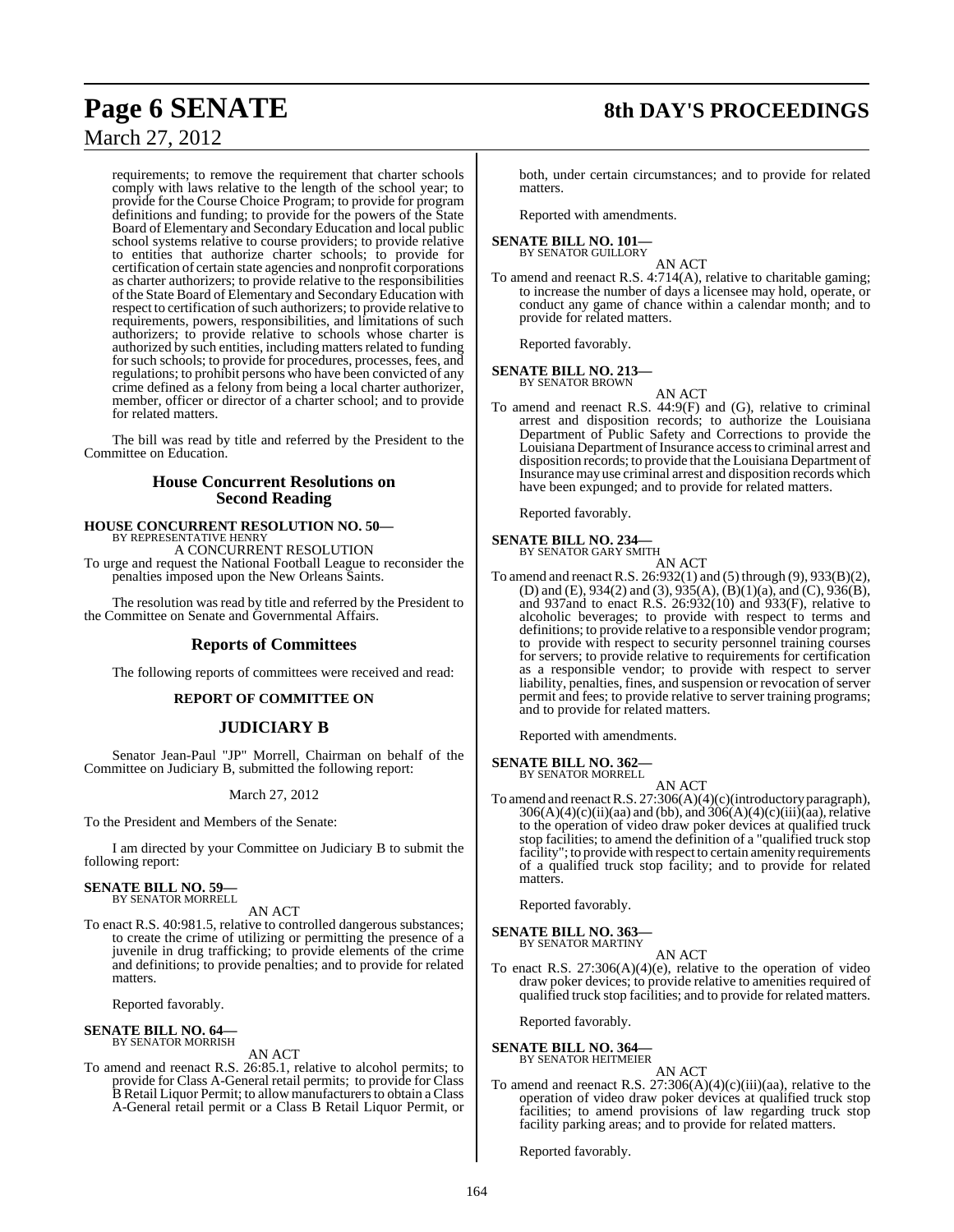requirements; to remove the requirement that charter schools comply with laws relative to the length of the school year; to provide for the Course Choice Program; to provide for program definitions and funding; to provide for the powers of the State Board of Elementary and Secondary Education and local public school systems relative to course providers; to provide relative to entities that authorize charter schools; to provide for certification of certain state agencies and nonprofit corporations as charter authorizers; to provide relative to the responsibilities of the State Board of Elementary and Secondary Education with respect to certification of such authorizers; to provide relative to requirements, powers, responsibilities, and limitations of such authorizers; to provide relative to schools whose charter is authorized by such entities, including matters related to funding for such schools; to provide for procedures, processes, fees, and regulations; to prohibit persons who have been convicted of any crime defined as a felony from being a local charter authorizer, member, officer or director of a charter school; and to provide for related matters.

The bill was read by title and referred by the President to the Committee on Education.

## House Concurrent Resolutions on Second Reading

**HOUSE CONCURRENT RESOLUTION NO. 50—**
BY REPRESENTATIVE HENRY
A CONCURRENT RESOLUTION
To urge and request the National Football League to reconsider the penalties imposed upon the New Orleans Saints.

The resolution was read by title and referred by the President to the Committee on Senate and Governmental Affairs.

## Reports of Committees

The following reports of committees were received and read:

### REPORT OF COMMITTEE ON

## JUDICIARY B

Senator Jean-Paul "JP" Morrell, Chairman on behalf of the Committee on Judiciary B, submitted the following report:

March 27, 2012

To the President and Members of the Senate:

I am directed by your Committee on Judiciary B to submit the following report:

**SENATE BILL NO. 59—**
BY SENATOR MORRELL
AN ACT
To enact R.S. 40:981.5, relative to controlled dangerous substances; to create the crime of utilizing or permitting the presence of a juvenile in drug trafficking; to provide elements of the crime and definitions; to provide penalties; and to provide for related matters.

Reported favorably.

**SENATE BILL NO. 64—**
BY SENATOR MORRISH
AN ACT
To amend and reenact R.S. 26:85.1, relative to alcohol permits; to provide for Class A-General retail permits; to provide for Class B Retail Liquor Permit; to allow manufacturers to obtain a Class A-General retail permit or a Class B Retail Liquor Permit, or both, under certain circumstances; and to provide for related matters.

Reported with amendments.

**SENATE BILL NO. 101—**
BY SENATOR GUILLORY
AN ACT
To amend and reenact R.S. 4:714(A), relative to charitable gaming; to increase the number of days a licensee may hold, operate, or conduct any game of chance within a calendar month; and to provide for related matters.

Reported favorably.

**SENATE BILL NO. 213—**
BY SENATOR BROWN
AN ACT
To amend and reenact R.S. 44:9(F) and (G), relative to criminal arrest and disposition records; to authorize the Louisiana Department of Public Safety and Corrections to provide the Louisiana Department of Insurance access to criminal arrest and disposition records; to provide that the Louisiana Department of Insurance may use criminal arrest and disposition records which have been expunged; and to provide for related matters.

Reported favorably.

**SENATE BILL NO. 234—**
BY SENATOR GARY SMITH
AN ACT
To amend and reenact R.S. 26:932(1) and (5) through (9), 933(B)(2), (D) and (E), 934(2) and (3), 935(A), (B)(1)(a), and (C), 936(B), and 937and to enact R.S. 26:932(10) and 933(F), relative to alcoholic beverages; to provide with respect to terms and definitions; to provide relative to a responsible vendor program; to provide with respect to security personnel training courses for servers; to provide relative to requirements for certification as a responsible vendor; to provide with respect to server liability, penalties, fines, and suspension or revocation of server permit and fees; to provide relative to server training programs; and to provide for related matters.

Reported with amendments.

**SENATE BILL NO. 362—**
BY SENATOR MORRELL
AN ACT
To amend and reenact R.S. 27:306(A)(4)(c)(introductory paragraph), 306(A)(4)(c)(ii)(aa) and (bb), and 306(A)(4)(c)(iii)(aa), relative to the operation of video draw poker devices at qualified truck stop facilities; to amend the definition of a "qualified truck stop facility"; to provide with respect to certain amenity requirements of a qualified truck stop facility; and to provide for related matters.

Reported favorably.

**SENATE BILL NO. 363—**
BY SENATOR MARTINY
AN ACT
To enact R.S. 27:306(A)(4)(e), relative to the operation of video draw poker devices; to provide relative to amenities required of qualified truck stop facilities; and to provide for related matters.

Reported favorably.

**SENATE BILL NO. 364—**
BY SENATOR HEITMEIER
AN ACT
To amend and reenact R.S. 27:306(A)(4)(c)(iii)(aa), relative to the operation of video draw poker devices at qualified truck stop facilities; to amend provisions of law regarding truck stop facility parking areas; and to provide for related matters.

Reported favorably.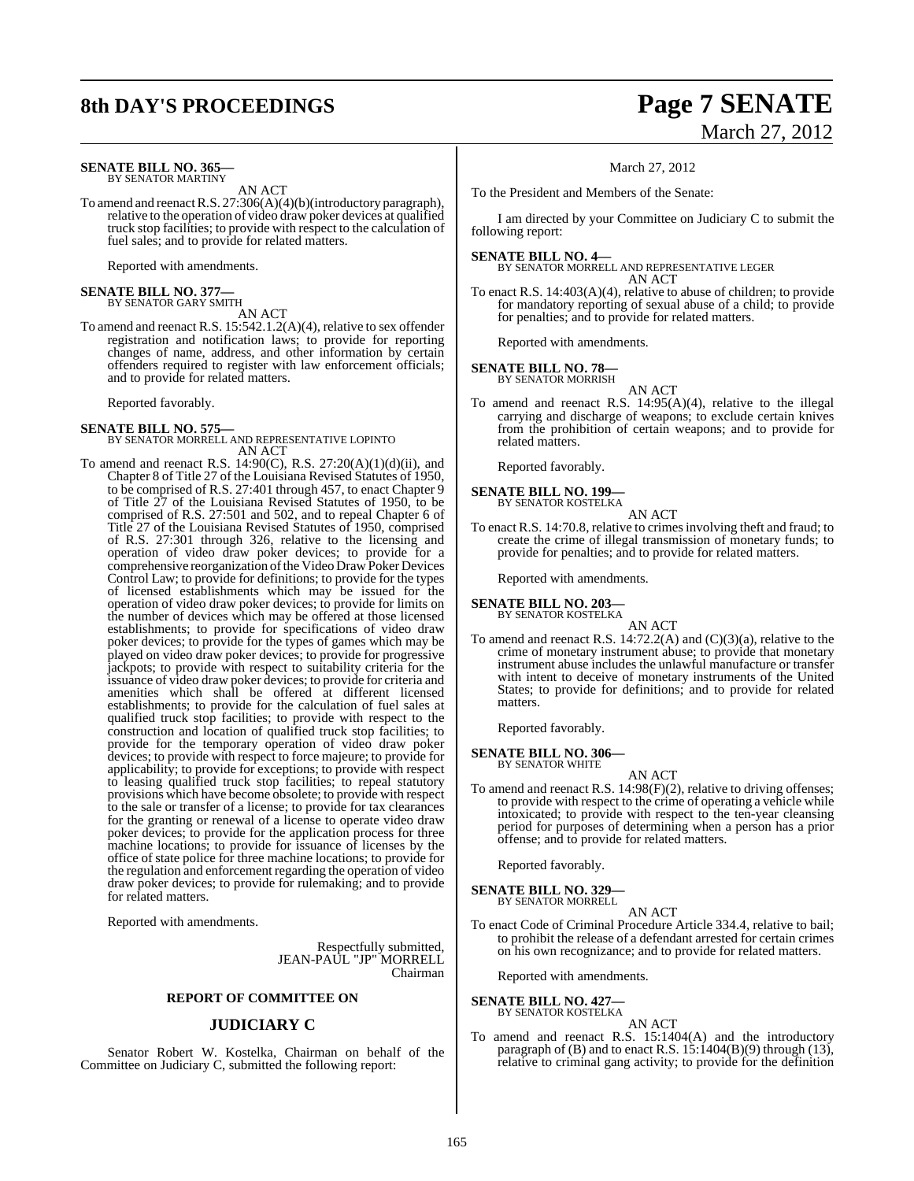**SENATE BILL NO. 365—**
BY SENATOR MARTINY

AN ACT

To amend and reenact R.S. 27:306(A)(4)(b)(introductory paragraph), relative to the operation of video draw poker devices at qualified truck stop facilities; to provide with respect to the calculation of fuel sales; and to provide for related matters.

Reported with amendments.

**SENATE BILL NO. 377—**
BY SENATOR GARY SMITH

AN ACT

To amend and reenact R.S. 15:542.1.2(A)(4), relative to sex offender registration and notification laws; to provide for reporting changes of name, address, and other information by certain offenders required to register with law enforcement officials; and to provide for related matters.

Reported favorably.

**SENATE BILL NO. 575—**
BY SENATOR MORRELL AND REPRESENTATIVE LOPINTO

AN ACT

To amend and reenact R.S. 14:90(C), R.S. 27:20(A)(1)(d)(ii), and Chapter 8 of Title 27 of the Louisiana Revised Statutes of 1950, to be comprised of R.S. 27:401 through 457, to enact Chapter 9 of Title 27 of the Louisiana Revised Statutes of 1950, to be comprised of R.S. 27:501 and 502, and to repeal Chapter 6 of Title 27 of the Louisiana Revised Statutes of 1950, comprised of R.S. 27:301 through 326, relative to the licensing and operation of video draw poker devices; to provide for a comprehensive reorganization of the Video Draw Poker Devices Control Law; to provide for definitions; to provide for the types of licensed establishments which may be issued for the operation of video draw poker devices; to provide for limits on the number of devices which may be offered at those licensed establishments; to provide for specifications of video draw poker devices; to provide for the types of games which may be played on video draw poker devices; to provide for progressive jackpots; to provide with respect to suitability criteria for the issuance of video draw poker devices; to provide for criteria and amenities which shall be offered at different licensed establishments; to provide for the calculation of fuel sales at qualified truck stop facilities; to provide with respect to the construction and location of qualified truck stop facilities; to provide for the temporary operation of video draw poker devices; to provide with respect to force majeure; to provide for applicability; to provide for exceptions; to provide with respect to leasing qualified truck stop facilities; to repeal statutory provisions which have become obsolete; to provide with respect to the sale or transfer of a license; to provide for tax clearances for the granting or renewal of a license to operate video draw poker devices; to provide for the application process for three machine locations; to provide for issuance of licenses by the office of state police for three machine locations; to provide for the regulation and enforcement regarding the operation of video draw poker devices; to provide for rulemaking; and to provide for related matters.

Reported with amendments.

Respectfully submitted,
JEAN-PAUL "JP" MORRELL
Chairman

## REPORT OF COMMITTEE ON

## JUDICIARY C

Senator Robert W. Kostelka, Chairman on behalf of the Committee on Judiciary C, submitted the following report:

March 27, 2012

To the President and Members of the Senate:

I am directed by your Committee on Judiciary C to submit the following report:

**SENATE BILL NO. 4—**
BY SENATOR MORRELL AND REPRESENTATIVE LEGER

AN ACT

To enact R.S. 14:403(A)(4), relative to abuse of children; to provide for mandatory reporting of sexual abuse of a child; to provide for penalties; and to provide for related matters.

Reported with amendments.

**SENATE BILL NO. 78—**
BY SENATOR MORRISH

AN ACT

To amend and reenact R.S. 14:95(A)(4), relative to the illegal carrying and discharge of weapons; to exclude certain knives from the prohibition of certain weapons; and to provide for related matters.

Reported favorably.

**SENATE BILL NO. 199—**
BY SENATOR KOSTELKA

AN ACT

To enact R.S. 14:70.8, relative to crimes involving theft and fraud; to create the crime of illegal transmission of monetary funds; to provide for penalties; and to provide for related matters.

Reported with amendments.

**SENATE BILL NO. 203—**
BY SENATOR KOSTELKA

AN ACT

To amend and reenact R.S. 14:72.2(A) and (C)(3)(a), relative to the crime of monetary instrument abuse; to provide that monetary instrument abuse includes the unlawful manufacture or transfer with intent to deceive of monetary instruments of the United States; to provide for definitions; and to provide for related matters.

Reported favorably.

**SENATE BILL NO. 306—**
BY SENATOR WHITE

AN ACT

To amend and reenact R.S. 14:98(F)(2), relative to driving offenses; to provide with respect to the crime of operating a vehicle while intoxicated; to provide with respect to the ten-year cleansing period for purposes of determining when a person has a prior offense; and to provide for related matters.

Reported favorably.

**SENATE BILL NO. 329—**
BY SENATOR MORRELL

AN ACT

To enact Code of Criminal Procedure Article 334.4, relative to bail; to prohibit the release of a defendant arrested for certain crimes on his own recognizance; and to provide for related matters.

Reported with amendments.

**SENATE BILL NO. 427—**
BY SENATOR KOSTELKA

AN ACT

To amend and reenact R.S. 15:1404(A) and the introductory paragraph of (B) and to enact R.S. 15:1404(B)(9) through (13), relative to criminal gang activity; to provide for the definition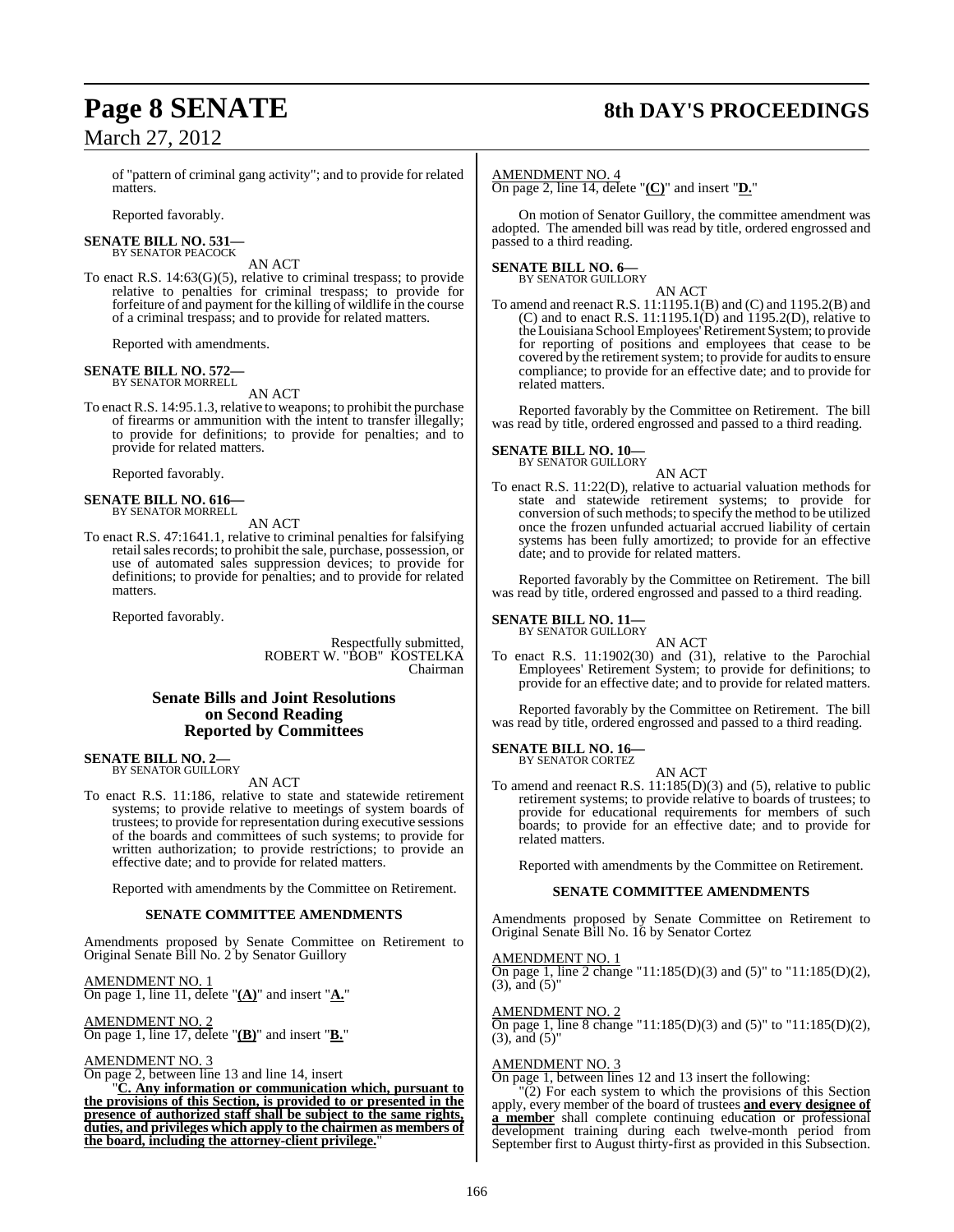of "pattern of criminal gang activity"; and to provide for related matters.

Reported favorably.

**SENATE BILL NO. 531—**
BY SENATOR PEACOCK

AN ACT

To enact R.S. 14:63(G)(5), relative to criminal trespass; to provide relative to penalties for criminal trespass; to provide for forfeiture of and payment for the killing of wildlife in the course of a criminal trespass; and to provide for related matters.

Reported with amendments.

**SENATE BILL NO. 572—**
BY SENATOR MORRELL

AN ACT

To enact R.S. 14:95.1.3, relative to weapons; to prohibit the purchase of firearms or ammunition with the intent to transfer illegally; to provide for definitions; to provide for penalties; and to provide for related matters.

Reported favorably.

**SENATE BILL NO. 616—**
BY SENATOR MORRELL

AN ACT

To enact R.S. 47:1641.1, relative to criminal penalties for falsifying retail sales records; to prohibit the sale, purchase, possession, or use of automated sales suppression devices; to provide for definitions; to provide for penalties; and to provide for related matters.

Reported favorably.

Respectfully submitted,
ROBERT W. "BOB" KOSTELKA
Chairman

## Senate Bills and Joint Resolutions on Second Reading Reported by Committees

**SENATE BILL NO. 2—**
BY SENATOR GUILLORY

AN ACT

To enact R.S. 11:186, relative to state and statewide retirement systems; to provide relative to meetings of system boards of trustees; to provide for representation during executive sessions of the boards and committees of such systems; to provide for written authorization; to provide restrictions; to provide an effective date; and to provide for related matters.

Reported with amendments by the Committee on Retirement.

**SENATE COMMITTEE AMENDMENTS**

Amendments proposed by Senate Committee on Retirement to Original Senate Bill No. 2 by Senator Guillory

AMENDMENT NO. 1
On page 1, line 11, delete "**(A)**" and insert "**A.**"

AMENDMENT NO. 2
On page 1, line 17, delete "**(B)**" and insert "**B.**"

AMENDMENT NO. 3
On page 2, between line 13 and line 14, insert

"**C. Any information or communication which, pursuant to the provisions of this Section, is provided to or presented in the presence of authorized staff shall be subject to the same rights, duties, and privileges which apply to the chairmen as members of the board, including the attorney-client privilege.**"

AMENDMENT NO. 4
On page 2, line 14, delete "**(C)**" and insert "**D.**"

On motion of Senator Guillory, the committee amendment was adopted. The amended bill was read by title, ordered engrossed and passed to a third reading.

**SENATE BILL NO. 6—**
BY SENATOR GUILLORY

AN ACT

To amend and reenact R.S. 11:1195.1(B) and (C) and 1195.2(B) and (C) and to enact R.S. 11:1195.1(D) and 1195.2(D), relative to the Louisiana School Employees' Retirement System; to provide for reporting of positions and employees that cease to be covered by the retirement system; to provide for audits to ensure compliance; to provide for an effective date; and to provide for related matters.

Reported favorably by the Committee on Retirement. The bill was read by title, ordered engrossed and passed to a third reading.

**SENATE BILL NO. 10—**
BY SENATOR GUILLORY

AN ACT

To enact R.S. 11:22(D), relative to actuarial valuation methods for state and statewide retirement systems; to provide for conversion of such methods; to specify the method to be utilized once the frozen unfunded actuarial accrued liability of certain systems has been fully amortized; to provide for an effective date; and to provide for related matters.

Reported favorably by the Committee on Retirement. The bill was read by title, ordered engrossed and passed to a third reading.

**SENATE BILL NO. 11—**
BY SENATOR GUILLORY

AN ACT

To enact R.S. 11:1902(30) and (31), relative to the Parochial Employees' Retirement System; to provide for definitions; to provide for an effective date; and to provide for related matters.

Reported favorably by the Committee on Retirement. The bill was read by title, ordered engrossed and passed to a third reading.

**SENATE BILL NO. 16—**
BY SENATOR CORTEZ

AN ACT

To amend and reenact R.S. 11:185(D)(3) and (5), relative to public retirement systems; to provide relative to boards of trustees; to provide for educational requirements for members of such boards; to provide for an effective date; and to provide for related matters.

Reported with amendments by the Committee on Retirement.

**SENATE COMMITTEE AMENDMENTS**

Amendments proposed by Senate Committee on Retirement to Original Senate Bill No. 16 by Senator Cortez

AMENDMENT NO. 1
On page 1, line 2 change "11:185(D)(3) and (5)" to "11:185(D)(2), (3), and (5)"

AMENDMENT NO. 2
On page 1, line 8 change "11:185(D)(3) and (5)" to "11:185(D)(2), (3), and (5)"

AMENDMENT NO. 3
On page 1, between lines 12 and 13 insert the following:

"(2) For each system to which the provisions of this Section apply, every member of the board of trustees **and every designee of a member** shall complete continuing education or professional development training during each twelve-month period from September first to August thirty-first as provided in this Subsection.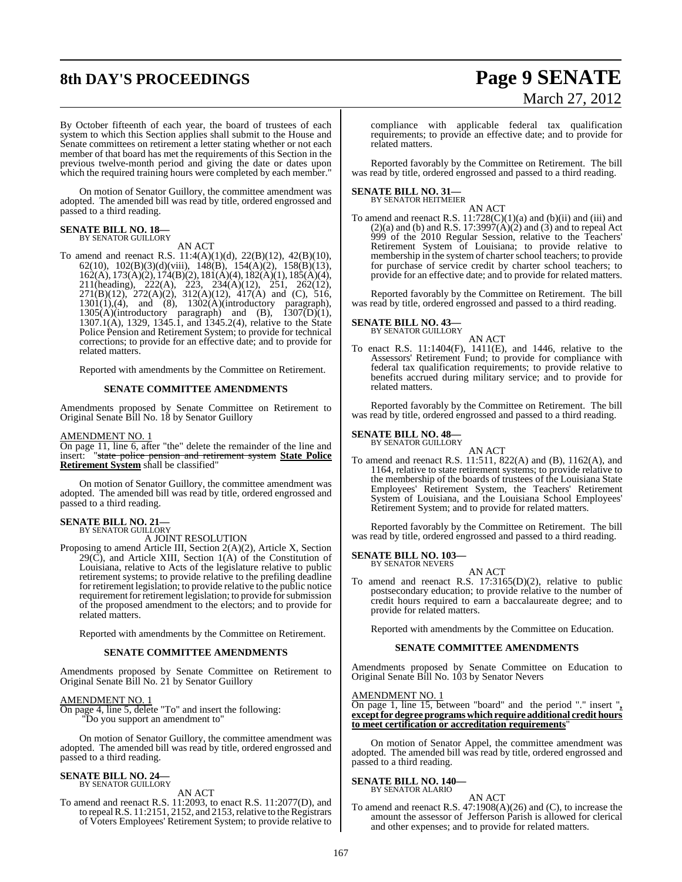By October fifteenth of each year, the board of trustees of each system to which this Section applies shall submit to the House and Senate committees on retirement a letter stating whether or not each member of that board has met the requirements of this Section in the previous twelve-month period and giving the date or dates upon which the required training hours were completed by each member."

On motion of Senator Guillory, the committee amendment was adopted. The amended bill was read by title, ordered engrossed and passed to a third reading.

**SENATE BILL NO. 18—**
BY SENATOR GUILLORY

AN ACT

To amend and reenact R.S. 11:4(A)(1)(d), 22(B)(12), 42(B)(10), 62(10), 102(B)(3)(d)(viii), 148(B), 154(A)(2), 158(B)(13), 162(A), 173(A)(2), 174(B)(2), 181(A)(4), 182(A)(1), 185(A)(4), 211(heading), 222(A), 223, 234(A)(12), 251, 262(12), 271(B)(12), 272(A)(2), 312(A)(12), 417(A) and (C), 516, 1301(1),(4), and (8), 1302(A)(introductory paragraph), 1305(A)(introductory paragraph) and (B), 1307(D)(1), 1307.1(A), 1329, 1345.1, and 1345.2(4), relative to the State Police Pension and Retirement System; to provide for technical corrections; to provide for an effective date; and to provide for related matters.

Reported with amendments by the Committee on Retirement.

**SENATE COMMITTEE AMENDMENTS**

Amendments proposed by Senate Committee on Retirement to Original Senate Bill No. 18 by Senator Guillory

AMENDMENT NO. 1
On page 11, line 6, after "the" delete the remainder of the line and insert: "~~state police pension and retirement system~~ **State Police Retirement System** shall be classified"

On motion of Senator Guillory, the committee amendment was adopted. The amended bill was read by title, ordered engrossed and passed to a third reading.

**SENATE BILL NO. 21—**
BY SENATOR GUILLORY

A JOINT RESOLUTION

Proposing to amend Article III, Section 2(A)(2), Article X, Section 29(C), and Article XIII, Section 1(A) of the Constitution of Louisiana, relative to Acts of the legislature relative to public retirement systems; to provide relative to the prefiling deadline for retirement legislation; to provide relative to the public notice requirement for retirement legislation; to provide for submission of the proposed amendment to the electors; and to provide for related matters.

Reported with amendments by the Committee on Retirement.

**SENATE COMMITTEE AMENDMENTS**

Amendments proposed by Senate Committee on Retirement to Original Senate Bill No. 21 by Senator Guillory

AMENDMENT NO. 1
On page 4, line 5, delete "To" and insert the following:
"Do you support an amendment to"

On motion of Senator Guillory, the committee amendment was adopted. The amended bill was read by title, ordered engrossed and passed to a third reading.

**SENATE BILL NO. 24—**
BY SENATOR GUILLORY

AN ACT

To amend and reenact R.S. 11:2093, to enact R.S. 11:2077(D), and to repeal R.S. 11:2151, 2152, and 2153, relative to the Registrars of Voters Employees' Retirement System; to provide relative to compliance with applicable federal tax qualification requirements; to provide an effective date; and to provide for related matters.

Reported favorably by the Committee on Retirement. The bill was read by title, ordered engrossed and passed to a third reading.

**SENATE BILL NO. 31—**
BY SENATOR HEITMEIER

AN ACT

To amend and reenact R.S. 11:728(C)(1)(a) and (b)(ii) and (iii) and (2)(a) and (b) and R.S. 17:3997(A)(2) and (3) and to repeal Act 999 of the 2010 Regular Session, relative to the Teachers' Retirement System of Louisiana; to provide relative to membership in the system of charter school teachers; to provide for purchase of service credit by charter school teachers; to provide for an effective date; and to provide for related matters.

Reported favorably by the Committee on Retirement. The bill was read by title, ordered engrossed and passed to a third reading.

**SENATE BILL NO. 43—**
BY SENATOR GUILLORY

AN ACT

To enact R.S. 11:1404(F), 1411(E), and 1446, relative to the Assessors' Retirement Fund; to provide for compliance with federal tax qualification requirements; to provide relative to benefits accrued during military service; and to provide for related matters.

Reported favorably by the Committee on Retirement. The bill was read by title, ordered engrossed and passed to a third reading.

**SENATE BILL NO. 48—**
BY SENATOR GUILLORY

AN ACT

To amend and reenact R.S. 11:511, 822(A) and (B), 1162(A), and 1164, relative to state retirement systems; to provide relative to the membership of the boards of trustees of the Louisiana State Employees' Retirement System, the Teachers' Retirement System of Louisiana, and the Louisiana School Employees' Retirement System; and to provide for related matters.

Reported favorably by the Committee on Retirement. The bill was read by title, ordered engrossed and passed to a third reading.

**SENATE BILL NO. 103—**
BY SENATOR NEVERS

AN ACT

To amend and reenact R.S. 17:3165(D)(2), relative to public postsecondary education; to provide relative to the number of credit hours required to earn a baccalaureate degree; and to provide for related matters.

Reported with amendments by the Committee on Education.

**SENATE COMMITTEE AMENDMENTS**

Amendments proposed by Senate Committee on Education to Original Senate Bill No. 103 by Senator Nevers

AMENDMENT NO. 1
On page 1, line 15, between "board" and the period "." insert "**, except for degree programs which require additional credit hours to meet certification or accreditation requirements**"

On motion of Senator Appel, the committee amendment was adopted. The amended bill was read by title, ordered engrossed and passed to a third reading.

**SENATE BILL NO. 140—**
BY SENATOR ALARIO

AN ACT

To amend and reenact R.S. 47:1908(A)(26) and (C), to increase the amount the assessor of Jefferson Parish is allowed for clerical and other expenses; and to provide for related matters.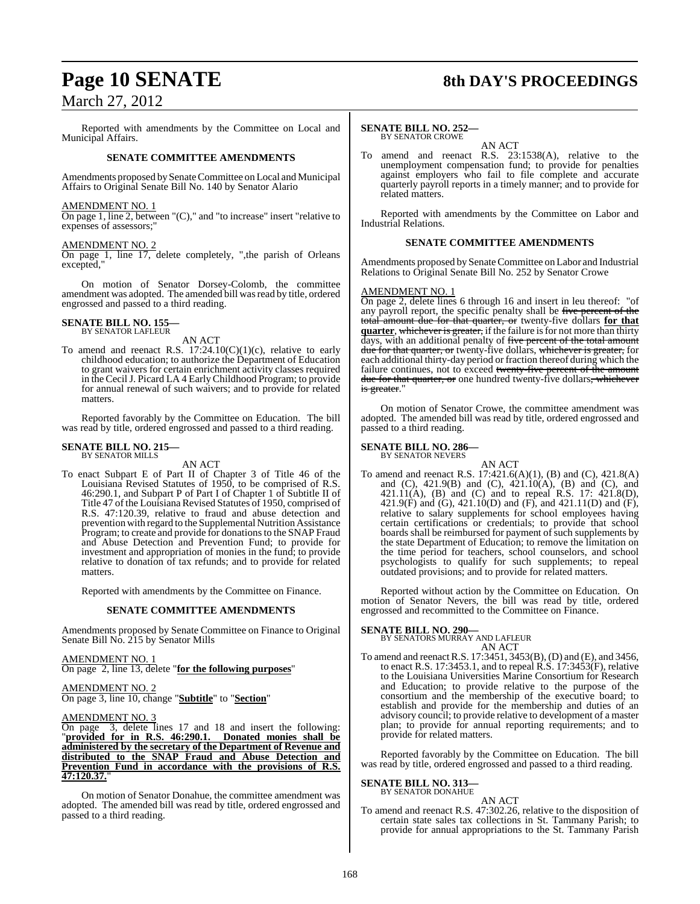Reported with amendments by the Committee on Local and Municipal Affairs.

**SENATE COMMITTEE AMENDMENTS**

Amendments proposed by Senate Committee on Local and Municipal Affairs to Original Senate Bill No. 140 by Senator Alario

AMENDMENT NO. 1
On page 1, line 2, between "(C)," and "to increase" insert "relative to expenses of assessors;"

AMENDMENT NO. 2
On page 1, line 17, delete completely, ",the parish of Orleans excepted,"

On motion of Senator Dorsey-Colomb, the committee amendment was adopted. The amended bill was read by title, ordered engrossed and passed to a third reading.

**SENATE BILL NO. 155—**
BY SENATOR LAFLEUR

AN ACT

To amend and reenact R.S. 17:24.10(C)(1)(c), relative to early childhood education; to authorize the Department of Education to grant waivers for certain enrichment activity classes required in the Cecil J. Picard LA 4 Early Childhood Program; to provide for annual renewal of such waivers; and to provide for related matters.

Reported favorably by the Committee on Education. The bill was read by title, ordered engrossed and passed to a third reading.

**SENATE BILL NO. 215—**
BY SENATOR MILLS

AN ACT

To enact Subpart E of Part II of Chapter 3 of Title 46 of the Louisiana Revised Statutes of 1950, to be comprised of R.S. 46:290.1, and Subpart P of Part I of Chapter 1 of Subtitle II of Title 47 of the Louisiana Revised Statutes of 1950, comprised of R.S. 47:120.39, relative to fraud and abuse detection and prevention with regard to the Supplemental Nutrition Assistance Program; to create and provide for donations to the SNAP Fraud and Abuse Detection and Prevention Fund; to provide for investment and appropriation of monies in the fund; to provide relative to donation of tax refunds; and to provide for related matters.

Reported with amendments by the Committee on Finance.

**SENATE COMMITTEE AMENDMENTS**

Amendments proposed by Senate Committee on Finance to Original Senate Bill No. 215 by Senator Mills

AMENDMENT NO. 1
On page 2, line 13, delete "**for the following purposes**"

AMENDMENT NO. 2
On page 3, line 10, change "**Subtitle**" to "**Section**"

AMENDMENT NO. 3
On page 3, delete lines 17 and 18 and insert the following: "**provided for in R.S. 46:290.1. Donated monies shall be administered by the secretary of the Department of Revenue and distributed to the SNAP Fraud and Abuse Detection and Prevention Fund in accordance with the provisions of R.S. 47:120.37.**"

On motion of Senator Donahue, the committee amendment was adopted. The amended bill was read by title, ordered engrossed and passed to a third reading.

**SENATE BILL NO. 252—**
BY SENATOR CROWE

AN ACT

To amend and reenact R.S. 23:1538(A), relative to the unemployment compensation fund; to provide for penalties against employers who fail to file complete and accurate quarterly payroll reports in a timely manner; and to provide for related matters.

Reported with amendments by the Committee on Labor and Industrial Relations.

**SENATE COMMITTEE AMENDMENTS**

Amendments proposed by Senate Committee on Labor and Industrial Relations to Original Senate Bill No. 252 by Senator Crowe

AMENDMENT NO. 1
On page 2, delete lines 6 through 16 and insert in leu thereof: "of any payroll report, the specific penalty shall be ~~five percent of the total amount due for that quarter, or~~ twenty-five dollars **for that quarter**, ~~whichever is greater,~~ if the failure is for not more than thirty days, with an additional penalty of ~~five percent of the total amount due for that quarter, or~~ twenty-five dollars, ~~whichever is greater,~~ for each additional thirty-day period or fraction thereof during which the failure continues, not to exceed ~~twenty-five percent of the amount due for that quarter, or~~ one hundred twenty-five dollars~~, whichever is greater~~."

On motion of Senator Crowe, the committee amendment was adopted. The amended bill was read by title, ordered engrossed and passed to a third reading.

**SENATE BILL NO. 286—**
BY SENATOR NEVERS

AN ACT

To amend and reenact R.S. 17:421.6(A)(1), (B) and (C), 421.8(A) and (C), 421.9(B) and (C), 421.10(A), (B) and (C), and 421.11(A), (B) and (C) and to repeal R.S. 17: 421.8(D), 421.9(F) and (G), 421.10(D) and (F), and 421.11(D) and (F), relative to salary supplements for school employees having certain certifications or credentials; to provide that school boards shall be reimbursed for payment of such supplements by the state Department of Education; to remove the limitation on the time period for teachers, school counselors, and school psychologists to qualify for such supplements; to repeal outdated provisions; and to provide for related matters.

Reported without action by the Committee on Education. On motion of Senator Nevers, the bill was read by title, ordered engrossed and recommitted to the Committee on Finance.

**SENATE BILL NO. 290—**
BY SENATORS MURRAY AND LAFLEUR

AN ACT

To amend and reenact R.S. 17:3451, 3453(B), (D) and (E), and 3456, to enact R.S. 17:3453.1, and to repeal R.S. 17:3453(F), relative to the Louisiana Universities Marine Consortium for Research and Education; to provide relative to the purpose of the consortium and the membership of the executive board; to establish and provide for the membership and duties of an advisory council; to provide relative to development of a master plan; to provide for annual reporting requirements; and to provide for related matters.

Reported favorably by the Committee on Education. The bill was read by title, ordered engrossed and passed to a third reading.

**SENATE BILL NO. 313—**
BY SENATOR DONAHUE

AN ACT

To amend and reenact R.S. 47:302.26, relative to the disposition of certain state sales tax collections in St. Tammany Parish; to provide for annual appropriations to the St. Tammany Parish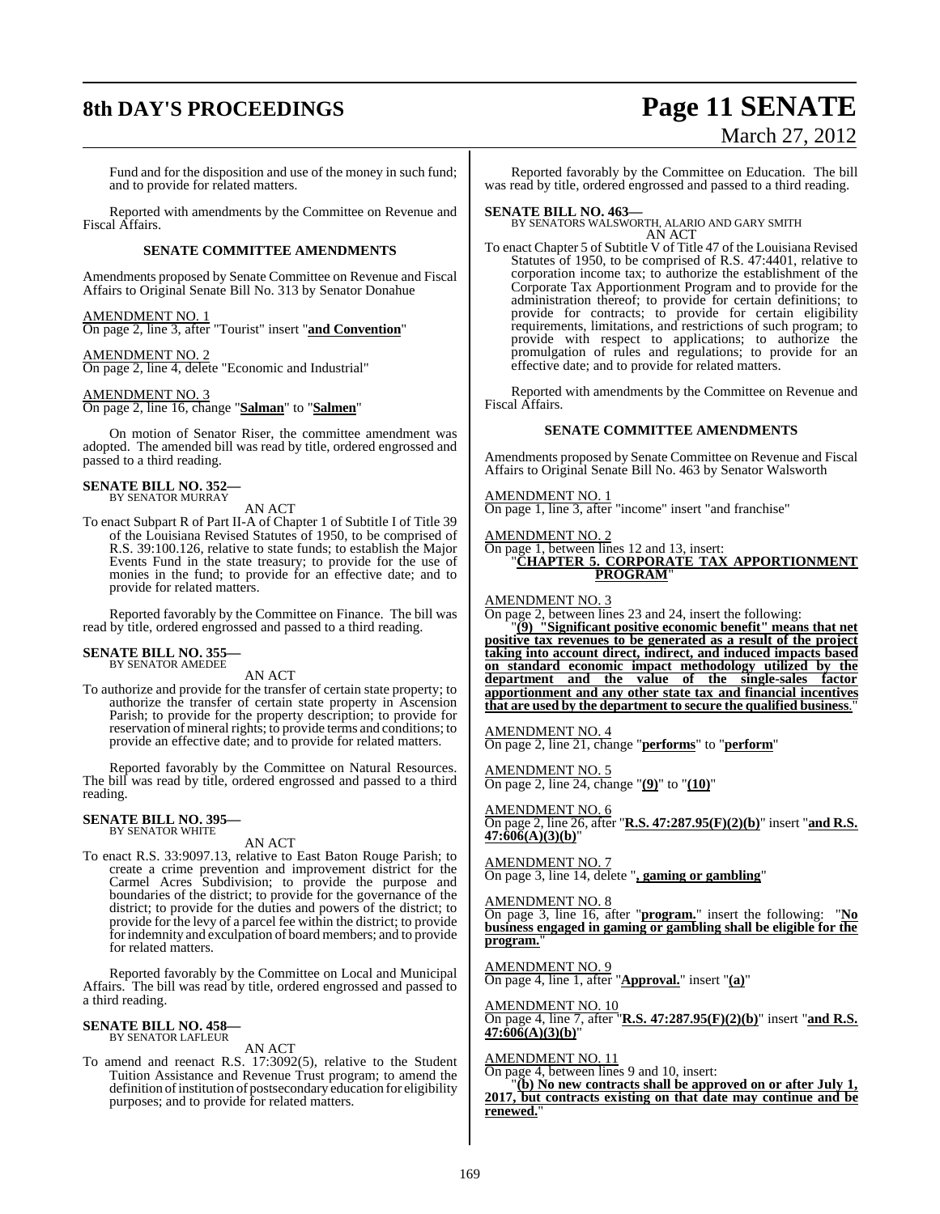Fund and for the disposition and use of the money in such fund; and to provide for related matters.

Reported with amendments by the Committee on Revenue and Fiscal Affairs.

### SENATE COMMITTEE AMENDMENTS

Amendments proposed by Senate Committee on Revenue and Fiscal Affairs to Original Senate Bill No. 313 by Senator Donahue

AMENDMENT NO. 1
On page 2, line 3, after "Tourist" insert "**and Convention**"

AMENDMENT NO. 2
On page 2, line 4, delete "Economic and Industrial"

AMENDMENT NO. 3
On page 2, line 16, change "**Salman**" to "**Salmen**"

On motion of Senator Riser, the committee amendment was adopted. The amended bill was read by title, ordered engrossed and passed to a third reading.

**SENATE BILL NO. 352—**
BY SENATOR MURRAY

AN ACT

To enact Subpart R of Part II-A of Chapter 1 of Subtitle I of Title 39 of the Louisiana Revised Statutes of 1950, to be comprised of R.S. 39:100.126, relative to state funds; to establish the Major Events Fund in the state treasury; to provide for the use of monies in the fund; to provide for an effective date; and to provide for related matters.

Reported favorably by the Committee on Finance. The bill was read by title, ordered engrossed and passed to a third reading.

**SENATE BILL NO. 355—**
BY SENATOR AMEDEE

AN ACT

To authorize and provide for the transfer of certain state property; to authorize the transfer of certain state property in Ascension Parish; to provide for the property description; to provide for reservation of mineral rights; to provide terms and conditions; to provide an effective date; and to provide for related matters.

Reported favorably by the Committee on Natural Resources. The bill was read by title, ordered engrossed and passed to a third reading.

**SENATE BILL NO. 395—**
BY SENATOR WHITE

AN ACT

To enact R.S. 33:9097.13, relative to East Baton Rouge Parish; to create a crime prevention and improvement district for the Carmel Acres Subdivision; to provide the purpose and boundaries of the district; to provide for the governance of the district; to provide for the duties and powers of the district; to provide for the levy of a parcel fee within the district; to provide for indemnity and exculpation of board members; and to provide for related matters.

Reported favorably by the Committee on Local and Municipal Affairs. The bill was read by title, ordered engrossed and passed to a third reading.

**SENATE BILL NO. 458—**
BY SENATOR LAFLEUR

AN ACT

To amend and reenact R.S. 17:3092(5), relative to the Student Tuition Assistance and Revenue Trust program; to amend the definition of institution of postsecondary education for eligibility purposes; and to provide for related matters.

Reported favorably by the Committee on Education. The bill was read by title, ordered engrossed and passed to a third reading.

**SENATE BILL NO. 463—**
BY SENATORS WALSWORTH, ALARIO AND GARY SMITH

AN ACT

To enact Chapter 5 of Subtitle V of Title 47 of the Louisiana Revised Statutes of 1950, to be comprised of R.S. 47:4401, relative to corporation income tax; to authorize the establishment of the Corporate Tax Apportionment Program and to provide for the administration thereof; to provide for certain definitions; to provide for contracts; to provide for certain eligibility requirements, limitations, and restrictions of such program; to provide with respect to applications; to authorize the promulgation of rules and regulations; to provide for an effective date; and to provide for related matters.

Reported with amendments by the Committee on Revenue and Fiscal Affairs.

### SENATE COMMITTEE AMENDMENTS

Amendments proposed by Senate Committee on Revenue and Fiscal Affairs to Original Senate Bill No. 463 by Senator Walsworth

AMENDMENT NO. 1
On page 1, line 3, after "income" insert "and franchise"

AMENDMENT NO. 2
On page 1, between lines 12 and 13, insert:
"**CHAPTER 5. CORPORATE TAX APPORTIONMENT PROGRAM**"

AMENDMENT NO. 3
On page 2, between lines 23 and 24, insert the following:
"**(9) "Significant positive economic benefit" means that net positive tax revenues to be generated as a result of the project taking into account direct, indirect, and induced impacts based on standard economic impact methodology utilized by the department and the value of the single-sales factor apportionment and any other state tax and financial incentives that are used by the department to secure the qualified business.**"

AMENDMENT NO. 4
On page 2, line 21, change "**performs**" to "**perform**"

AMENDMENT NO. 5
On page 2, line 24, change "**(9)**" to "**(10)**"

AMENDMENT NO. 6
On page 2, line 26, after "**R.S. 47:287.95(F)(2)(b)**" insert "**and R.S. 47:606(A)(3)(b)**"

AMENDMENT NO. 7
On page 3, line 14, delete "**, gaming or gambling**"

AMENDMENT NO. 8
On page 3, line 16, after "**program.**" insert the following: "**No business engaged in gaming or gambling shall be eligible for the program.**"

AMENDMENT NO. 9
On page 4, line 1, after "**Approval.**" insert "**(a)**"

AMENDMENT NO. 10
On page 4, line 7, after "**R.S. 47:287.95(F)(2)(b)**" insert "**and R.S. 47:606(A)(3)(b)**"

AMENDMENT NO. 11
On page 4, between lines 9 and 10, insert:
"**(b) No new contracts shall be approved on or after July 1, 2017, but contracts existing on that date may continue and be renewed.**"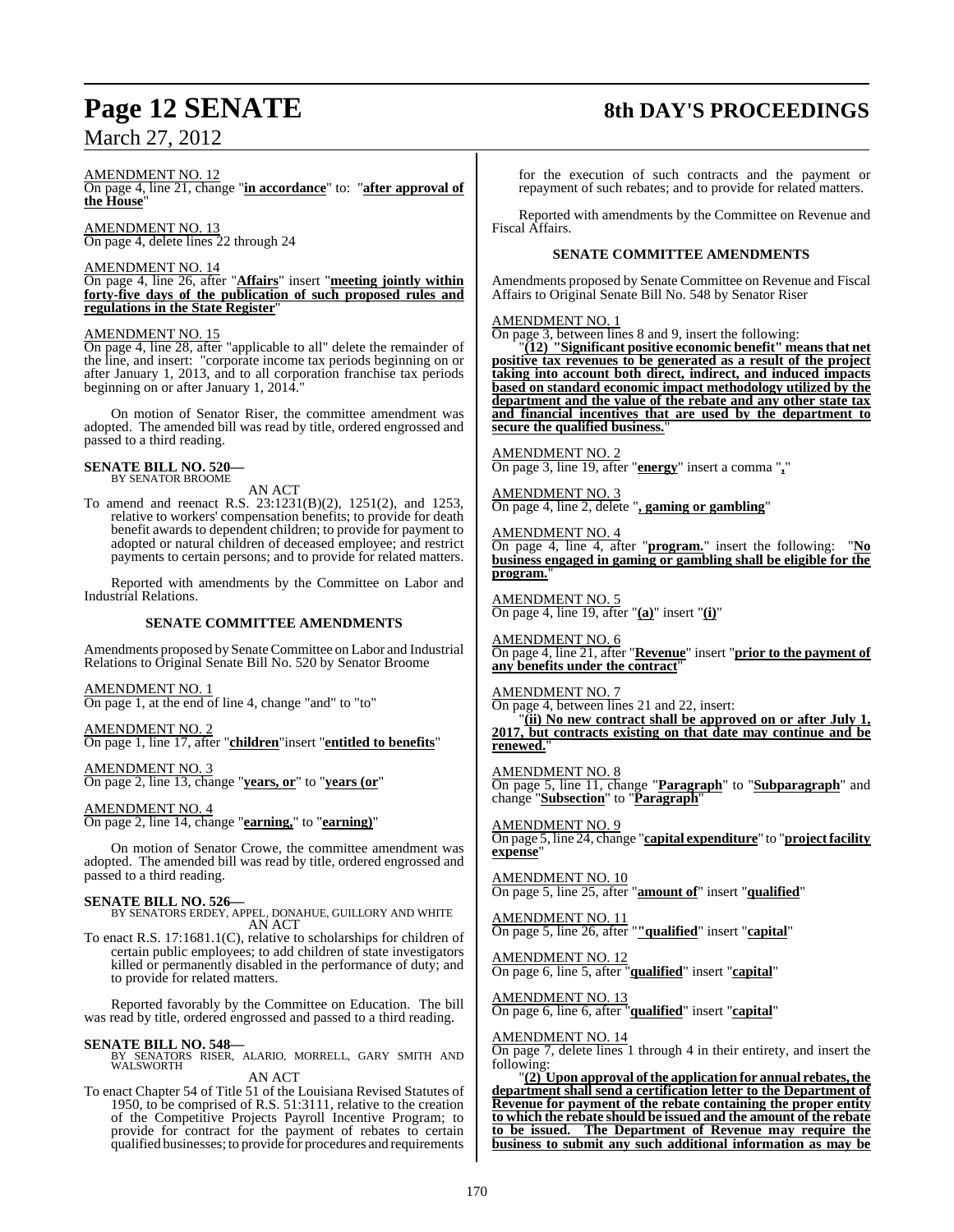AMENDMENT NO. 12

On page 4, line 21, change "**in accordance**" to: "**after approval of the House**"

AMENDMENT NO. 13

On page 4, delete lines 22 through 24

AMENDMENT NO. 14

On page 4, line 26, after "**Affairs**" insert "**meeting jointly within forty-five days of the publication of such proposed rules and regulations in the State Register**"

AMENDMENT NO. 15

On page 4, line 28, after "applicable to all" delete the remainder of the line, and insert: "corporate income tax periods beginning on or after January 1, 2013, and to all corporation franchise tax periods beginning on or after January 1, 2014."

On motion of Senator Riser, the committee amendment was adopted. The amended bill was read by title, ordered engrossed and passed to a third reading.

**SENATE BILL NO. 520—**
BY SENATOR BROOME

AN ACT

To amend and reenact R.S. 23:1231(B)(2), 1251(2), and 1253, relative to workers' compensation benefits; to provide for death benefit awards to dependent children; to provide for payment to adopted or natural children of deceased employee; and restrict payments to certain persons; and to provide for related matters.

Reported with amendments by the Committee on Labor and Industrial Relations.

**SENATE COMMITTEE AMENDMENTS**

Amendments proposed by Senate Committee on Labor and Industrial Relations to Original Senate Bill No. 520 by Senator Broome

AMENDMENT NO. 1

On page 1, at the end of line 4, change "and" to "to"

AMENDMENT NO. 2

On page 1, line 17, after "**children**"insert "**entitled to benefits**"

AMENDMENT NO. 3

On page 2, line 13, change "**years, or**" to "**years (or**"

AMENDMENT NO. 4

On page 2, line 14, change "**earning,**" to "**earning)**"

On motion of Senator Crowe, the committee amendment was adopted. The amended bill was read by title, ordered engrossed and passed to a third reading.

**SENATE BILL NO. 526—**
BY SENATORS ERDEY, APPEL, DONAHUE, GUILLORY AND WHITE

AN ACT

To enact R.S. 17:1681.1(C), relative to scholarships for children of certain public employees; to add children of state investigators killed or permanently disabled in the performance of duty; and to provide for related matters.

Reported favorably by the Committee on Education. The bill was read by title, ordered engrossed and passed to a third reading.

**SENATE BILL NO. 548—**
BY SENATORS RISER, ALARIO, MORRELL, GARY SMITH AND WALSWORTH

AN ACT

To enact Chapter 54 of Title 51 of the Louisiana Revised Statutes of 1950, to be comprised of R.S. 51:3111, relative to the creation of the Competitive Projects Payroll Incentive Program; to provide for contract for the payment of rebates to certain qualified businesses; to provide for procedures and requirements for the execution of such contracts and the payment or repayment of such rebates; and to provide for related matters.

Reported with amendments by the Committee on Revenue and Fiscal Affairs.

**SENATE COMMITTEE AMENDMENTS**

Amendments proposed by Senate Committee on Revenue and Fiscal Affairs to Original Senate Bill No. 548 by Senator Riser

AMENDMENT NO. 1

On page 3, between lines 8 and 9, insert the following:

"**(12) "Significant positive economic benefit" means that net positive tax revenues to be generated as a result of the project taking into account both direct, indirect, and induced impacts based on standard economic impact methodology utilized by the department and the value of the rebate and any other state tax and financial incentives that are used by the department to secure the qualified business.**"

AMENDMENT NO. 2

On page 3, line 19, after "**energy**" insert a comma "**,**"

AMENDMENT NO. 3

On page 4, line 2, delete "**, gaming or gambling**"

AMENDMENT NO. 4

On page 4, line 4, after "**program.**" insert the following: "**No business engaged in gaming or gambling shall be eligible for the program.**"

AMENDMENT NO. 5

On page 4, line 19, after "**(a)**" insert "**(i)**"

AMENDMENT NO. 6

On page 4, line 21, after "**Revenue**" insert "**prior to the payment of any benefits under the contract**"

AMENDMENT NO. 7

On page 4, between lines 21 and 22, insert:

"**(ii) No new contract shall be approved on or after July 1, 2017, but contracts existing on that date may continue and be renewed.**"

AMENDMENT NO. 8

On page 5, line 11, change "**Paragraph**" to "**Subparagraph**" and change "**Subsection**" to "**Paragraph**"

AMENDMENT NO. 9

On page 5, line 24, change "**capital expenditure**" to "**project facility expense**"

AMENDMENT NO. 10

On page 5, line 25, after "**amount of**" insert "**qualified**"

AMENDMENT NO. 11

On page 5, line 26, after "**"qualified**" insert "**capital**"

AMENDMENT NO. 12

On page 6, line 5, after "**qualified**" insert "**capital**"

AMENDMENT NO. 13

On page 6, line 6, after "**qualified**" insert "**capital**"

AMENDMENT NO. 14

On page 7, delete lines 1 through 4 in their entirety, and insert the following:

"**(2) Upon approval of the application for annual rebates, the department shall send a certification letter to the Department of Revenue for payment of the rebate containing the proper entity to which the rebate should be issued and the amount of the rebate to be issued. The Department of Revenue may require the business to submit any such additional information as may be**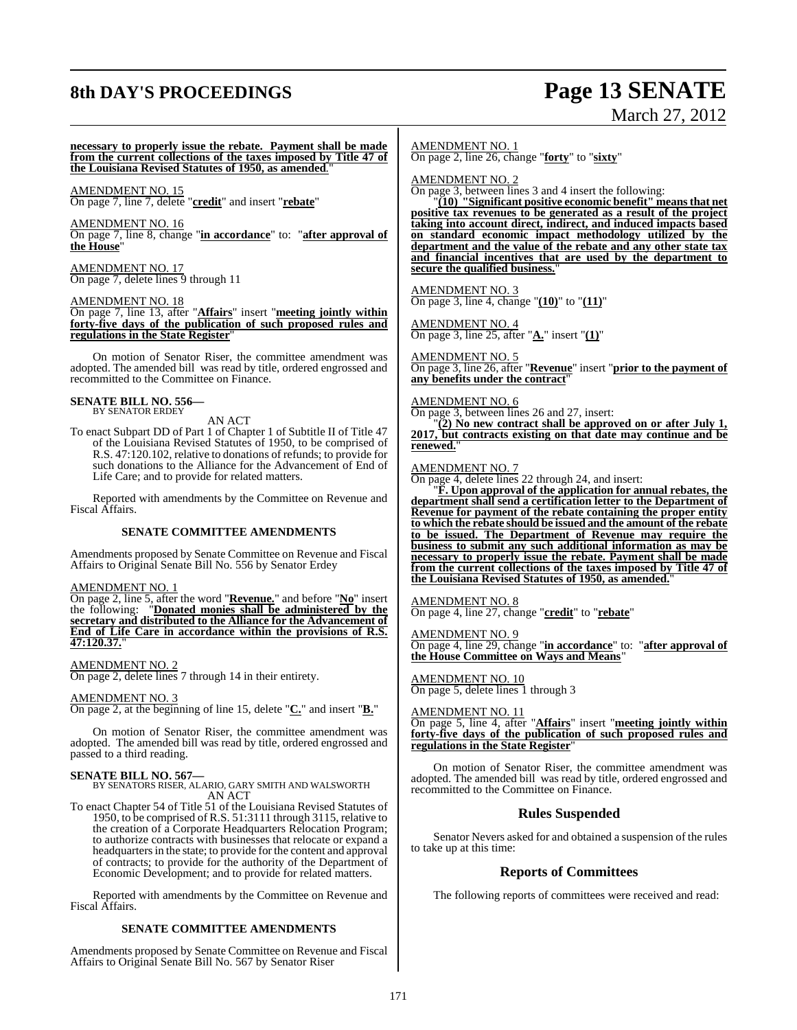**necessary to properly issue the rebate. Payment shall be made from the current collections of the taxes imposed by Title 47 of the Louisiana Revised Statutes of 1950, as amended.**"

AMENDMENT NO. 15
On page 7, line 7, delete "**credit**" and insert "**rebate**"

AMENDMENT NO. 16
On page 7, line 8, change "**in accordance**" to: "**after approval of the House**"

AMENDMENT NO. 17
On page 7, delete lines 9 through 11

AMENDMENT NO. 18
On page 7, line 13, after "**Affairs**" insert "**meeting jointly within forty-five days of the publication of such proposed rules and regulations in the State Register**"

On motion of Senator Riser, the committee amendment was adopted. The amended bill was read by title, ordered engrossed and recommitted to the Committee on Finance.

**SENATE BILL NO. 556—**
BY SENATOR ERDEY

AN ACT

To enact Subpart DD of Part 1 of Chapter 1 of Subtitle II of Title 47 of the Louisiana Revised Statutes of 1950, to be comprised of R.S. 47:120.102, relative to donations of refunds; to provide for such donations to the Alliance for the Advancement of End of Life Care; and to provide for related matters.

Reported with amendments by the Committee on Revenue and Fiscal Affairs.

**SENATE COMMITTEE AMENDMENTS**

Amendments proposed by Senate Committee on Revenue and Fiscal Affairs to Original Senate Bill No. 556 by Senator Erdey

AMENDMENT NO. 1
On page 2, line 5, after the word "**Revenue.**" and before "**No**" insert the following: "**Donated monies shall be administered by the secretary and distributed to the Alliance for the Advancement of End of Life Care in accordance within the provisions of R.S. 47:120.37.**"

AMENDMENT NO. 2
On page 2, delete lines 7 through 14 in their entirety.

AMENDMENT NO. 3
On page 2, at the beginning of line 15, delete "**C.**" and insert "**B.**"

On motion of Senator Riser, the committee amendment was adopted. The amended bill was read by title, ordered engrossed and passed to a third reading.

**SENATE BILL NO. 567—**
BY SENATORS RISER, ALARIO, GARY SMITH AND WALSWORTH

AN ACT

To enact Chapter 54 of Title 51 of the Louisiana Revised Statutes of 1950, to be comprised of R.S. 51:3111 through 3115, relative to the creation of a Corporate Headquarters Relocation Program; to authorize contracts with businesses that relocate or expand a headquarters in the state; to provide for the content and approval of contracts; to provide for the authority of the Department of Economic Development; and to provide for related matters.

Reported with amendments by the Committee on Revenue and Fiscal Affairs.

**SENATE COMMITTEE AMENDMENTS**

Amendments proposed by Senate Committee on Revenue and Fiscal Affairs to Original Senate Bill No. 567 by Senator Riser

AMENDMENT NO. 1
On page 2, line 26, change "**forty**" to "**sixty**"

AMENDMENT NO. 2
On page 3, between lines 3 and 4 insert the following:
"**(10) "Significant positive economic benefit" means that net positive tax revenues to be generated as a result of the project taking into account direct, indirect, and induced impacts based on standard economic impact methodology utilized by the department and the value of the rebate and any other state tax and financial incentives that are used by the department to secure the qualified business.**"

AMENDMENT NO. 3
On page 3, line 4, change "**(10)**" to "**(11)**"

AMENDMENT NO. 4
On page 3, line 25, after "**A.**" insert "**(1)**"

AMENDMENT NO. 5
On page 3, line 26, after "**Revenue**" insert "**prior to the payment of any benefits under the contract**"

AMENDMENT NO. 6
On page 3, between lines 26 and 27, insert:
"**(2) No new contract shall be approved on or after July 1, 2017, but contracts existing on that date may continue and be renewed.**"

AMENDMENT NO. 7
On page 4, delete lines 22 through 24, and insert:
"**F. Upon approval of the application for annual rebates, the department shall send a certification letter to the Department of Revenue for payment of the rebate containing the proper entity to which the rebate should be issued and the amount of the rebate to be issued. The Department of Revenue may require the business to submit any such additional information as may be necessary to properly issue the rebate. Payment shall be made from the current collections of the taxes imposed by Title 47 of the Louisiana Revised Statutes of 1950, as amended.**"

AMENDMENT NO. 8
On page 4, line 27, change "**credit**" to "**rebate**"

AMENDMENT NO. 9
On page 4, line 29, change "**in accordance**" to: "**after approval of the House Committee on Ways and Means**"

AMENDMENT NO. 10
On page 5, delete lines 1 through 3

AMENDMENT NO. 11
On page 5, line 4, after "**Affairs**" insert "**meeting jointly within forty-five days of the publication of such proposed rules and regulations in the State Register**"

On motion of Senator Riser, the committee amendment was adopted. The amended bill was read by title, ordered engrossed and recommitted to the Committee on Finance.

## Rules Suspended

Senator Nevers asked for and obtained a suspension of the rules to take up at this time:

## Reports of Committees

The following reports of committees were received and read: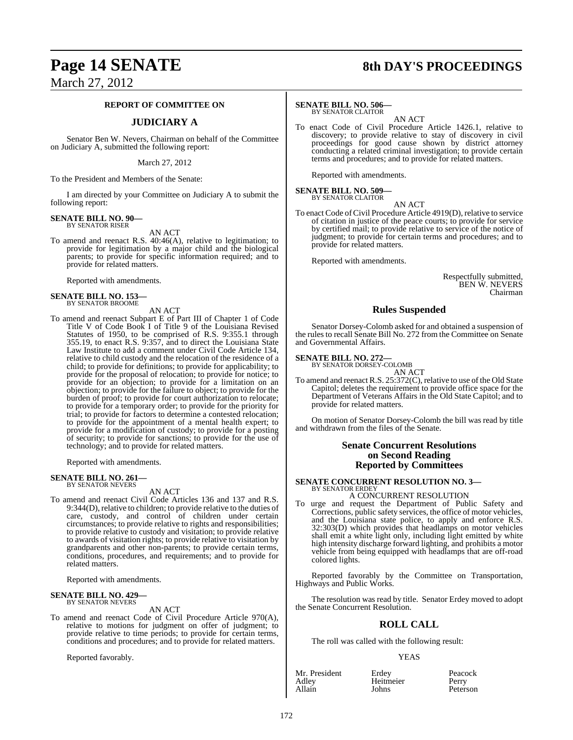**REPORT OF COMMITTEE ON**

## JUDICIARY A

Senator Ben W. Nevers, Chairman on behalf of the Committee on Judiciary A, submitted the following report:

March 27, 2012

To the President and Members of the Senate:

I am directed by your Committee on Judiciary A to submit the following report:

**SENATE BILL NO. 90—**
BY SENATOR RISER

AN ACT

To amend and reenact R.S. 40:46(A), relative to legitimation; to provide for legitimation by a major child and the biological parents; to provide for specific information required; and to provide for related matters.

Reported with amendments.

**SENATE BILL NO. 153—**
BY SENATOR BROOME

AN ACT

To amend and reenact Subpart E of Part III of Chapter 1 of Code Title V of Code Book I of Title 9 of the Louisiana Revised Statutes of 1950, to be comprised of R.S. 9:355.1 through 355.19, to enact R.S. 9:357, and to direct the Louisiana State Law Institute to add a comment under Civil Code Article 134, relative to child custody and the relocation of the residence of a child; to provide for definitions; to provide for applicability; to provide for the proposal of relocation; to provide for notice; to provide for an objection; to provide for a limitation on an objection; to provide for the failure to object; to provide for the burden of proof; to provide for court authorization to relocate; to provide for a temporary order; to provide for the priority for trial; to provide for factors to determine a contested relocation; to provide for the appointment of a mental health expert; to provide for a modification of custody; to provide for a posting of security; to provide for sanctions; to provide for the use of technology; and to provide for related matters.

Reported with amendments.

**SENATE BILL NO. 261—**
BY SENATOR NEVERS

AN ACT

To amend and reenact Civil Code Articles 136 and 137 and R.S. 9:344(D), relative to children; to provide relative to the duties of care, custody, and control of children under certain circumstances; to provide relative to rights and responsibilities; to provide relative to custody and visitation; to provide relative to awards of visitation rights; to provide relative to visitation by grandparents and other non-parents; to provide certain terms, conditions, procedures, and requirements; and to provide for related matters.

Reported with amendments.

**SENATE BILL NO. 429—**
BY SENATOR NEVERS

AN ACT

To amend and reenact Code of Civil Procedure Article 970(A), relative to motions for judgment on offer of judgment; to provide relative to time periods; to provide for certain terms, conditions and procedures; and to provide for related matters.

Reported favorably.

**SENATE BILL NO. 506—**
BY SENATOR CLAITOR

AN ACT

To enact Code of Civil Procedure Article 1426.1, relative to discovery; to provide relative to stay of discovery in civil proceedings for good cause shown by district attorney conducting a related criminal investigation; to provide certain terms and procedures; and to provide for related matters.

Reported with amendments.

**SENATE BILL NO. 509—**
BY SENATOR CLAITOR

AN ACT

To enact Code of Civil Procedure Article 4919(D), relative to service of citation in justice of the peace courts; to provide for service by certified mail; to provide relative to service of the notice of judgment; to provide for certain terms and procedures; and to provide for related matters.

Reported with amendments.

Respectfully submitted,
BEN W. NEVERS
Chairman

## Rules Suspended

Senator Dorsey-Colomb asked for and obtained a suspension of the rules to recall Senate Bill No. 272 from the Committee on Senate and Governmental Affairs.

**SENATE BILL NO. 272—**
BY SENATOR DORSEY-COLOMB

AN ACT

To amend and reenact R.S. 25:372(C), relative to use of the Old State Capitol; deletes the requirement to provide office space for the Department of Veterans Affairs in the Old State Capitol; and to provide for related matters.

On motion of Senator Dorsey-Colomb the bill was read by title and withdrawn from the files of the Senate.

## Senate Concurrent Resolutions on Second Reading Reported by Committees

**SENATE CONCURRENT RESOLUTION NO. 3—**
BY SENATOR ERDEY

A CONCURRENT RESOLUTION

To urge and request the Department of Public Safety and Corrections, public safety services, the office of motor vehicles, and the Louisiana state police, to apply and enforce R.S. 32:303(D) which provides that headlamps on motor vehicles shall emit a white light only, including light emitted by white high intensity discharge forward lighting, and prohibits a motor vehicle from being equipped with headlamps that are off-road colored lights.

Reported favorably by the Committee on Transportation, Highways and Public Works.

The resolution was read by title. Senator Erdey moved to adopt the Senate Concurrent Resolution.

## ROLL CALL

The roll was called with the following result:

YEAS

| | | |
|---|---|---|
| Mr. President | Erdey | Peacock |
| Adley | Heitmeier | Perry |
| Allain | Johns | Peterson |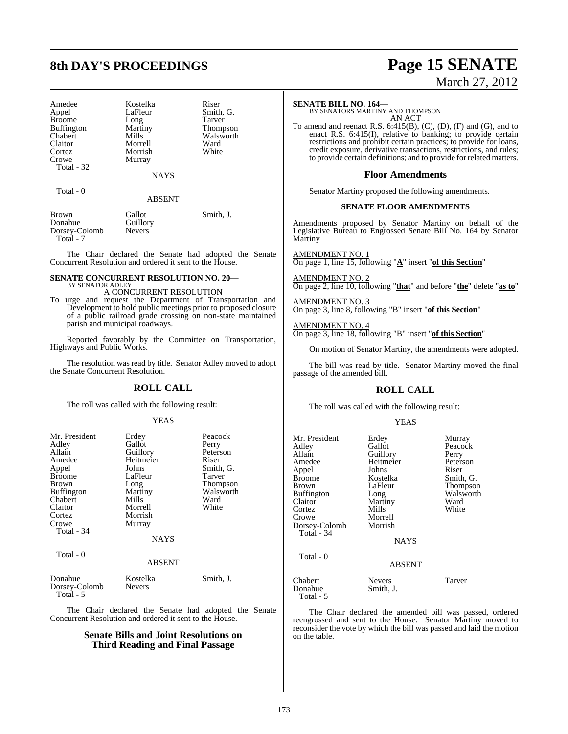| | | |
|---|---|---|
| Amedee | Kostelka | Riser |
| Appel | LaFleur | Smith, G. |
| Broome | Long | Tarver |
| Buffington | Martiny | Thompson |
| Chabert | Mills | Walsworth |
| Claitor | Morrell | Ward |
| Cortez | Morrish | White |
| Crowe | Murray | |
| Total - 32 | | |

NAYS

Total - 0

ABSENT

| | | |
|---|---|---|
| Brown | Gallot | Smith, J. |
| Donahue | Guillory | |
| Dorsey-Colomb | Nevers | |
| Total - 7 | | |

The Chair declared the Senate had adopted the Senate Concurrent Resolution and ordered it sent to the House.

**SENATE CONCURRENT RESOLUTION NO. 20—**
BY SENATOR ADLEY

A CONCURRENT RESOLUTION

To urge and request the Department of Transportation and Development to hold public meetings prior to proposed closure of a public railroad grade crossing on non-state maintained parish and municipal roadways.

Reported favorably by the Committee on Transportation, Highways and Public Works.

The resolution was read by title. Senator Adley moved to adopt the Senate Concurrent Resolution.

## ROLL CALL

The roll was called with the following result:

YEAS

| | | |
|---|---|---|
| Mr. President | Erdey | Peacock |
| Adley | Gallot | Perry |
| Allain | Guillory | Peterson |
| Amedee | Heitmeier | Riser |
| Appel | Johns | Smith, G. |
| Broome | LaFleur | Tarver |
| Brown | Long | Thompson |
| Buffington | Martiny | Walsworth |
| Chabert | Mills | Ward |
| Claitor | Morrell | White |
| Cortez | Morrish | |
| Crowe | Murray | |
| Total - 34 | | |

NAYS

Total - 0

ABSENT

| | | |
|---|---|---|
| Donahue | Kostelka | Smith, J. |
| Dorsey-Colomb | Nevers | |
| Total - 5 | | |

The Chair declared the Senate had adopted the Senate Concurrent Resolution and ordered it sent to the House.

## Senate Bills and Joint Resolutions on Third Reading and Final Passage

**SENATE BILL NO. 164—**
BY SENATORS MARTINY AND THOMPSON

AN ACT

To amend and reenact R.S. 6:415(B), (C), (D), (F) and (G), and to enact R.S. 6:415(I), relative to banking; to provide certain restrictions and prohibit certain practices; to provide for loans, credit exposure, derivative transactions, restrictions, and rules; to provide certain definitions; and to provide for related matters.

## Floor Amendments

Senator Martiny proposed the following amendments.

### SENATE FLOOR AMENDMENTS

Amendments proposed by Senator Martiny on behalf of the Legislative Bureau to Engrossed Senate Bill No. 164 by Senator Martiny

AMENDMENT NO. 1
On page 1, line 15, following "**A**" insert "**of this Section**"

AMENDMENT NO. 2
On page 2, line 10, following "**that**" and before "**the**" delete "**as to**"

AMENDMENT NO. 3
On page 3, line 8, following "B" insert "**of this Section**"

AMENDMENT NO. 4
On page 3, line 18, following "B" insert "**of this Section**"

On motion of Senator Martiny, the amendments were adopted.

The bill was read by title. Senator Martiny moved the final passage of the amended bill.

## ROLL CALL

The roll was called with the following result:

YEAS

| | | |
|---|---|---|
| Mr. President | Erdey | Murray |
| Adley | Gallot | Peacock |
| Allain | Guillory | Perry |
| Amedee | Heitmeier | Peterson |
| Appel | Johns | Riser |
| Broome | Kostelka | Smith, G. |
| Brown | LaFleur | Thompson |
| Buffington | Long | Walsworth |
| Claitor | Martiny | Ward |
| Cortez | Mills | White |
| Crowe | Morrell | |
| Dorsey-Colomb | Morrish | |
| Total - 34 | | |

NAYS

Total - 0

ABSENT

| | | |
|---|---|---|
| Chabert | Nevers | Tarver |
| Donahue | Smith, J. | |
| Total - 5 | | |

The Chair declared the amended bill was passed, ordered reengrossed and sent to the House. Senator Martiny moved to reconsider the vote by which the bill was passed and laid the motion on the table.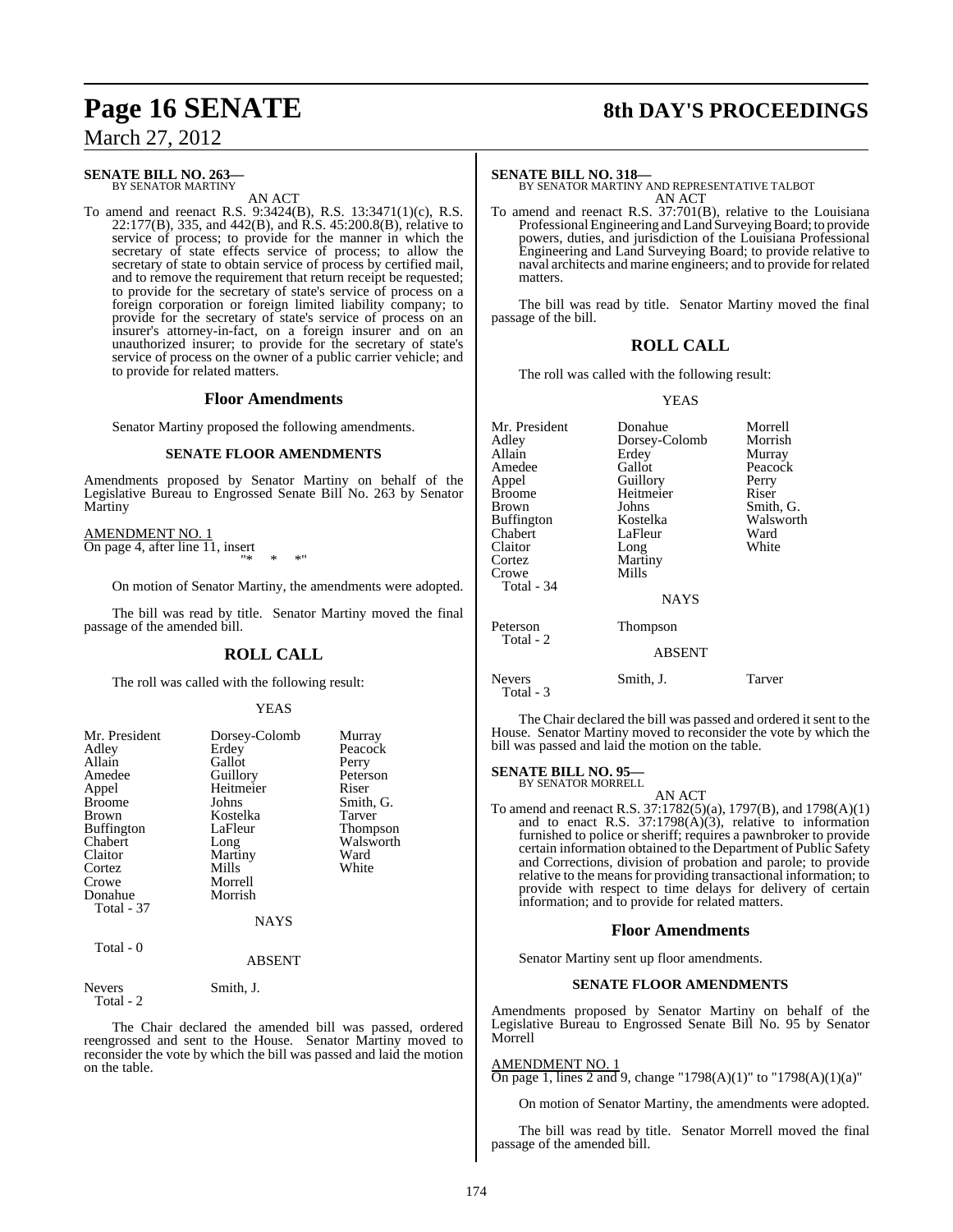**SENATE BILL NO. 263—**
BY SENATOR MARTINY

AN ACT

To amend and reenact R.S. 9:3424(B), R.S. 13:3471(1)(c), R.S. 22:177(B), 335, and 442(B), and R.S. 45:200.8(B), relative to service of process; to provide for the manner in which the secretary of state effects service of process; to allow the secretary of state to obtain service of process by certified mail, and to remove the requirement that return receipt be requested; to provide for the secretary of state's service of process on a foreign corporation or foreign limited liability company; to provide for the secretary of state's service of process on an insurer's attorney-in-fact, on a foreign insurer and on an unauthorized insurer; to provide for the secretary of state's service of process on the owner of a public carrier vehicle; and to provide for related matters.

## Floor Amendments

Senator Martiny proposed the following amendments.

### SENATE FLOOR AMENDMENTS

Amendments proposed by Senator Martiny on behalf of the Legislative Bureau to Engrossed Senate Bill No. 263 by Senator Martiny

AMENDMENT NO. 1
On page 4, after line 11, insert
"* * *"

On motion of Senator Martiny, the amendments were adopted.

The bill was read by title. Senator Martiny moved the final passage of the amended bill.

## ROLL CALL

The roll was called with the following result:

YEAS

| | | |
|---|---|---|
| Mr. President | Dorsey-Colomb | Murray |
| Adley | Erdey | Peacock |
| Allain | Gallot | Perry |
| Amedee | Guillory | Peterson |
| Appel | Heitmeier | Riser |
| Broome | Johns | Smith, G. |
| Brown | Kostelka | Tarver |
| Buffington | LaFleur | Thompson |
| Chabert | Long | Walsworth |
| Claitor | Martiny | Ward |
| Cortez | Mills | White |
| Crowe | Morrell | |
| Donahue | Morrish | |
| Total - 37 | | |

NAYS

Total - 0

ABSENT

| | |
|---|---|
| Nevers | Smith, J. |
| Total - 2 | |

The Chair declared the amended bill was passed, ordered reengrossed and sent to the House. Senator Martiny moved to reconsider the vote by which the bill was passed and laid the motion on the table.

**SENATE BILL NO. 318—**
BY SENATOR MARTINY AND REPRESENTATIVE TALBOT

AN ACT

To amend and reenact R.S. 37:701(B), relative to the Louisiana Professional Engineering and Land Surveying Board; to provide powers, duties, and jurisdiction of the Louisiana Professional Engineering and Land Surveying Board; to provide relative to naval architects and marine engineers; and to provide for related matters.

The bill was read by title. Senator Martiny moved the final passage of the bill.

## ROLL CALL

The roll was called with the following result:

YEAS

| | | |
|---|---|---|
| Mr. President | Donahue | Morrell |
| Adley | Dorsey-Colomb | Morrish |
| Allain | Erdey | Murray |
| Amedee | Gallot | Peacock |
| Appel | Guillory | Perry |
| Broome | Heitmeier | Riser |
| Brown | Johns | Smith, G. |
| Buffington | Kostelka | Walsworth |
| Chabert | LaFleur | Ward |
| Claitor | Long | White |
| Cortez | Martiny | |
| Crowe | Mills | |
| Total - 34 | | |

NAYS

| | |
|---|---|
| Peterson | Thompson |
| Total - 2 | |

ABSENT

| | | |
|---|---|---|
| Nevers | Smith, J. | Tarver |
| Total - 3 | | |

The Chair declared the bill was passed and ordered it sent to the House. Senator Martiny moved to reconsider the vote by which the bill was passed and laid the motion on the table.

**SENATE BILL NO. 95—**
BY SENATOR MORRELL

AN ACT

To amend and reenact R.S. 37:1782(5)(a), 1797(B), and 1798(A)(1) and to enact R.S. 37:1798(A)(3), relative to information furnished to police or sheriff; requires a pawnbroker to provide certain information obtained to the Department of Public Safety and Corrections, division of probation and parole; to provide relative to the means for providing transactional information; to provide with respect to time delays for delivery of certain information; and to provide for related matters.

## Floor Amendments

Senator Martiny sent up floor amendments.

### SENATE FLOOR AMENDMENTS

Amendments proposed by Senator Martiny on behalf of the Legislative Bureau to Engrossed Senate Bill No. 95 by Senator Morrell

AMENDMENT NO. 1
On page 1, lines 2 and 9, change "1798(A)(1)" to "1798(A)(1)(a)"

On motion of Senator Martiny, the amendments were adopted.

The bill was read by title. Senator Morrell moved the final passage of the amended bill.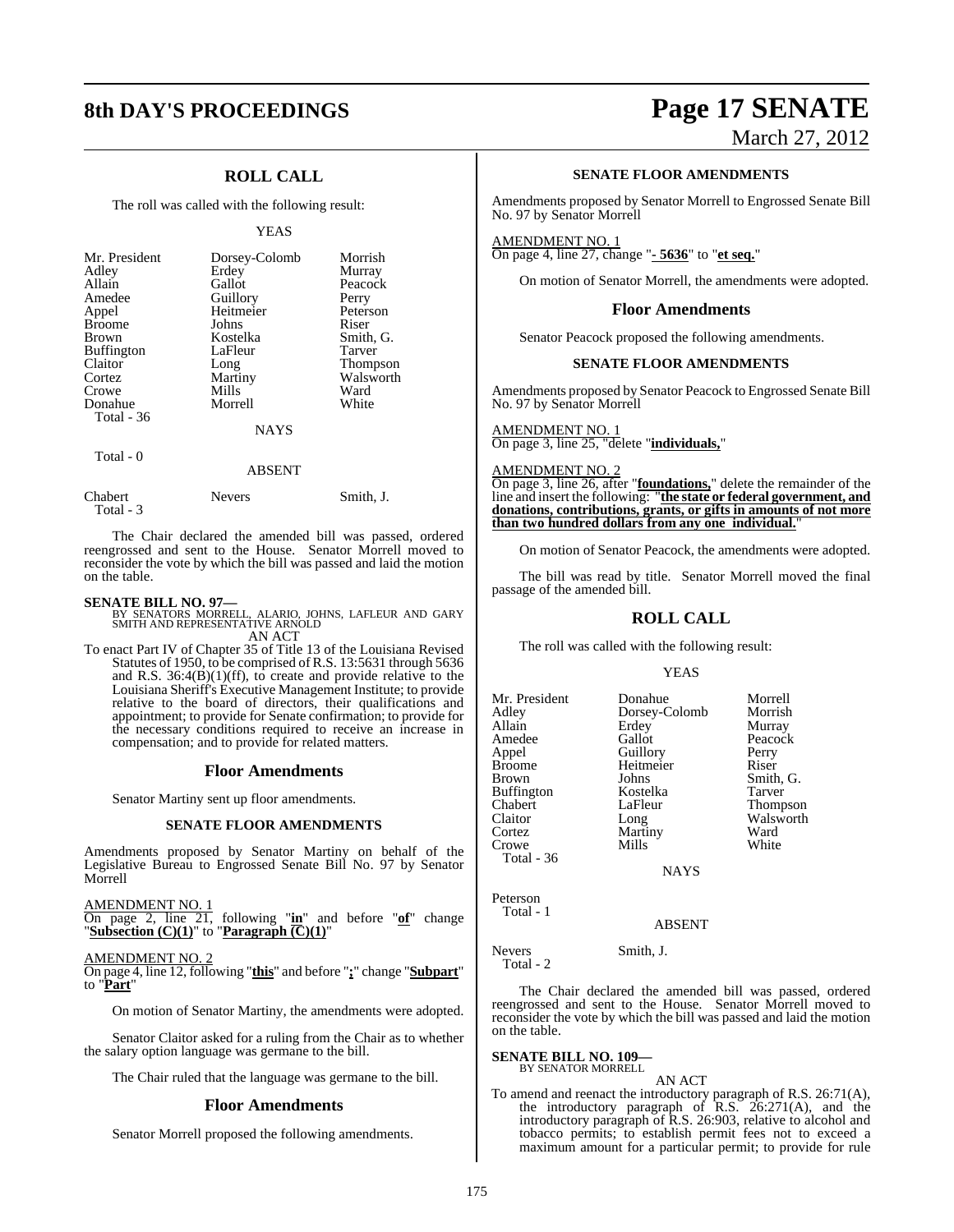## ROLL CALL

The roll was called with the following result:

YEAS

| | | |
|---|---|---|
| Mr. President | Dorsey-Colomb | Morrish |
| Adley | Erdey | Murray |
| Allain | Gallot | Peacock |
| Amedee | Guillory | Perry |
| Appel | Heitmeier | Peterson |
| Broome | Johns | Riser |
| Brown | Kostelka | Smith, G. |
| Buffington | LaFleur | Tarver |
| Claitor | Long | Thompson |
| Cortez | Martiny | Walsworth |
| Crowe | Mills | Ward |
| Donahue | Morrell | White |

Total - 36

NAYS

Total - 0

ABSENT

| | | |
|---|---|---|
| Chabert | Nevers | Smith, J. |

Total - 3

The Chair declared the amended bill was passed, ordered reengrossed and sent to the House. Senator Morrell moved to reconsider the vote by which the bill was passed and laid the motion on the table.

**SENATE BILL NO. 97—**
BY SENATORS MORRELL, ALARIO, JOHNS, LAFLEUR AND GARY SMITH AND REPRESENTATIVE ARNOLD

AN ACT

To enact Part IV of Chapter 35 of Title 13 of the Louisiana Revised Statutes of 1950, to be comprised of R.S. 13:5631 through 5636 and R.S. 36:4(B)(1)(ff), to create and provide relative to the Louisiana Sheriff's Executive Management Institute; to provide relative to the board of directors, their qualifications and appointment; to provide for Senate confirmation; to provide for the necessary conditions required to receive an increase in compensation; and to provide for related matters.

### Floor Amendments

Senator Martiny sent up floor amendments.

**SENATE FLOOR AMENDMENTS**

Amendments proposed by Senator Martiny on behalf of the Legislative Bureau to Engrossed Senate Bill No. 97 by Senator Morrell

AMENDMENT NO. 1
On page 2, line 21, following "**in**" and before "**of**" change "**Subsection (C)(1)**" to "**Paragraph (C)(1)**"

AMENDMENT NO. 2
On page 4, line 12, following "**this**" and before "**;**" change "**Subpart**" to "**Part**"

On motion of Senator Martiny, the amendments were adopted.

Senator Claitor asked for a ruling from the Chair as to whether the salary option language was germane to the bill.

The Chair ruled that the language was germane to the bill.

### Floor Amendments

Senator Morrell proposed the following amendments.

**SENATE FLOOR AMENDMENTS**

Amendments proposed by Senator Morrell to Engrossed Senate Bill No. 97 by Senator Morrell

AMENDMENT NO. 1
On page 4, line 27, change "**- 5636**" to "**et seq.**"

On motion of Senator Morrell, the amendments were adopted.

### Floor Amendments

Senator Peacock proposed the following amendments.

**SENATE FLOOR AMENDMENTS**

Amendments proposed by Senator Peacock to Engrossed Senate Bill No. 97 by Senator Morrell

AMENDMENT NO. 1
On page 3, line 25, "delete "**individuals,**"

AMENDMENT NO. 2
On page 3, line 26, after "**foundations,**" delete the remainder of the line and insert the following: "**the state or federal government, and donations, contributions, grants, or gifts in amounts of not more than two hundred dollars from any one individual.**"

On motion of Senator Peacock, the amendments were adopted.

The bill was read by title. Senator Morrell moved the final passage of the amended bill.

## ROLL CALL

The roll was called with the following result:

YEAS

| | | |
|---|---|---|
| Mr. President | Donahue | Morrell |
| Adley | Dorsey-Colomb | Morrish |
| Allain | Erdey | Murray |
| Amedee | Gallot | Peacock |
| Appel | Guillory | Perry |
| Broome | Heitmeier | Riser |
| Brown | Johns | Smith, G. |
| Buffington | Kostelka | Tarver |
| Chabert | LaFleur | Thompson |
| Claitor | Long | Walsworth |
| Cortez | Martiny | Ward |
| Crowe | Mills | White |

Total - 36

NAYS

Peterson

Total - 1

ABSENT

| | |
|---|---|
| Nevers | Smith, J. |

Total - 2

The Chair declared the amended bill was passed, ordered reengrossed and sent to the House. Senator Morrell moved to reconsider the vote by which the bill was passed and laid the motion on the table.

**SENATE BILL NO. 109—**
BY SENATOR MORRELL

AN ACT

To amend and reenact the introductory paragraph of R.S. 26:71(A), the introductory paragraph of R.S. 26:271(A), and the introductory paragraph of R.S. 26:903, relative to alcohol and tobacco permits; to establish permit fees not to exceed a maximum amount for a particular permit; to provide for rule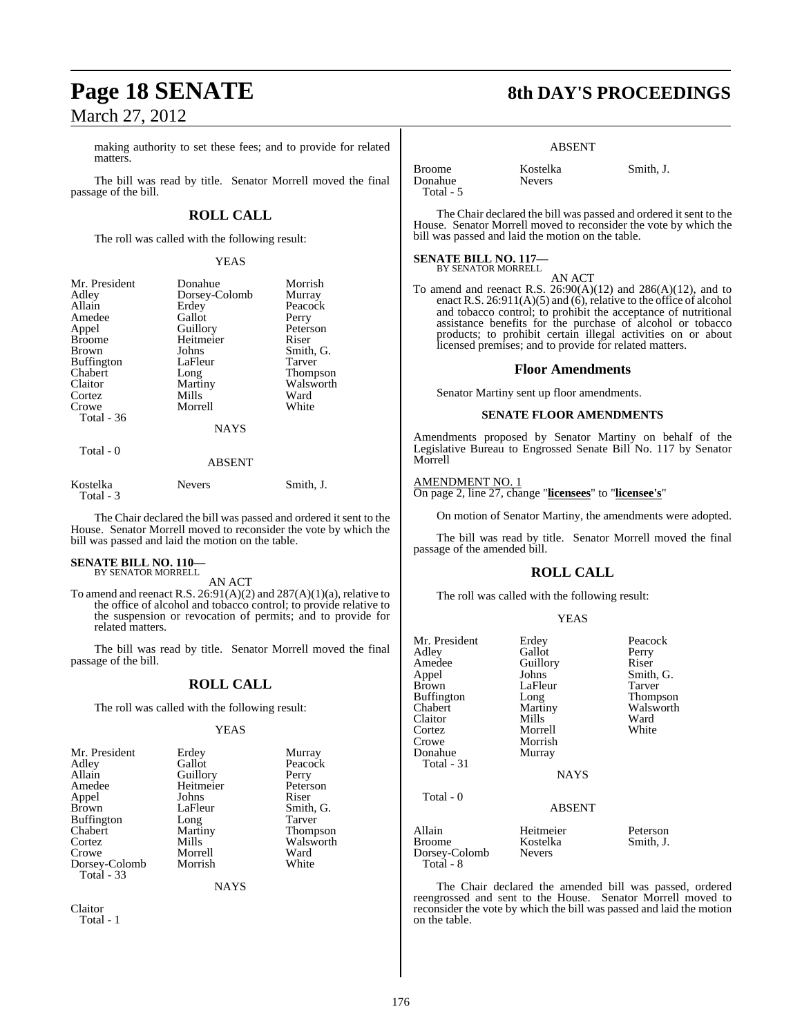making authority to set these fees; and to provide for related matters.

The bill was read by title. Senator Morrell moved the final passage of the bill.

## ROLL CALL

The roll was called with the following result:

YEAS

| | | |
|---|---|---|
| Mr. President | Donahue | Morrish |
| Adley | Dorsey-Colomb | Murray |
| Allain | Erdey | Peacock |
| Amedee | Gallot | Perry |
| Appel | Guillory | Peterson |
| Broome | Heitmeier | Riser |
| Brown | Johns | Smith, G. |
| Buffington | LaFleur | Tarver |
| Chabert | Long | Thompson |
| Claitor | Martiny | Walsworth |
| Cortez | Mills | Ward |
| Crowe | Morrell | White |
| Total - 36 | | |

NAYS

Total - 0

ABSENT

| | | |
|---|---|---|
| Kostelka | Nevers | Smith, J. |
| Total - 3 | | |

The Chair declared the bill was passed and ordered it sent to the House. Senator Morrell moved to reconsider the vote by which the bill was passed and laid the motion on the table.

**SENATE BILL NO. 110—**
BY SENATOR MORRELL

AN ACT

To amend and reenact R.S. 26:91(A)(2) and 287(A)(1)(a), relative to the office of alcohol and tobacco control; to provide relative to the suspension or revocation of permits; and to provide for related matters.

The bill was read by title. Senator Morrell moved the final passage of the bill.

## ROLL CALL

The roll was called with the following result:

YEAS

| | | |
|---|---|---|
| Mr. President | Erdey | Murray |
| Adley | Gallot | Peacock |
| Allain | Guillory | Perry |
| Amedee | Heitmeier | Peterson |
| Appel | Johns | Riser |
| Brown | LaFleur | Smith, G. |
| Buffington | Long | Tarver |
| Chabert | Martiny | Thompson |
| Cortez | Mills | Walsworth |
| Crowe | Morrell | Ward |
| Dorsey-Colomb | Morrish | White |
| Total - 33 | | |

NAYS

Claitor
Total - 1

ABSENT

| | | |
|---|---|---|
| Broome | Kostelka | Smith, J. |
| Donahue | Nevers | |
| Total - 5 | | |

The Chair declared the bill was passed and ordered it sent to the House. Senator Morrell moved to reconsider the vote by which the bill was passed and laid the motion on the table.

**SENATE BILL NO. 117—**
BY SENATOR MORRELL

AN ACT

To amend and reenact R.S. 26:90(A)(12) and 286(A)(12), and to enact R.S. 26:911(A)(5) and (6), relative to the office of alcohol and tobacco control; to prohibit the acceptance of nutritional assistance benefits for the purchase of alcohol or tobacco products; to prohibit certain illegal activities on or about licensed premises; and to provide for related matters.

## Floor Amendments

Senator Martiny sent up floor amendments.

### SENATE FLOOR AMENDMENTS

Amendments proposed by Senator Martiny on behalf of the Legislative Bureau to Engrossed Senate Bill No. 117 by Senator Morrell

AMENDMENT NO. 1
On page 2, line 27, change "**licensees**" to "**licensee's**"

On motion of Senator Martiny, the amendments were adopted.

The bill was read by title. Senator Morrell moved the final passage of the amended bill.

## ROLL CALL

The roll was called with the following result:

YEAS

| | | |
|---|---|---|
| Mr. President | Erdey | Peacock |
| Adley | Gallot | Perry |
| Amedee | Guillory | Riser |
| Appel | Johns | Smith, G. |
| Brown | LaFleur | Tarver |
| Buffington | Long | Thompson |
| Chabert | Martiny | Walsworth |
| Claitor | Mills | Ward |
| Cortez | Morrell | White |
| Crowe | Morrish | |
| Donahue | Murray | |
| Total - 31 | | |

NAYS

Total - 0

ABSENT

| | | |
|---|---|---|
| Allain | Heitmeier | Peterson |
| Broome | Kostelka | Smith, J. |
| Dorsey-Colomb | Nevers | |
| Total - 8 | | |

The Chair declared the amended bill was passed, ordered reengrossed and sent to the House. Senator Morrell moved to reconsider the vote by which the bill was passed and laid the motion on the table.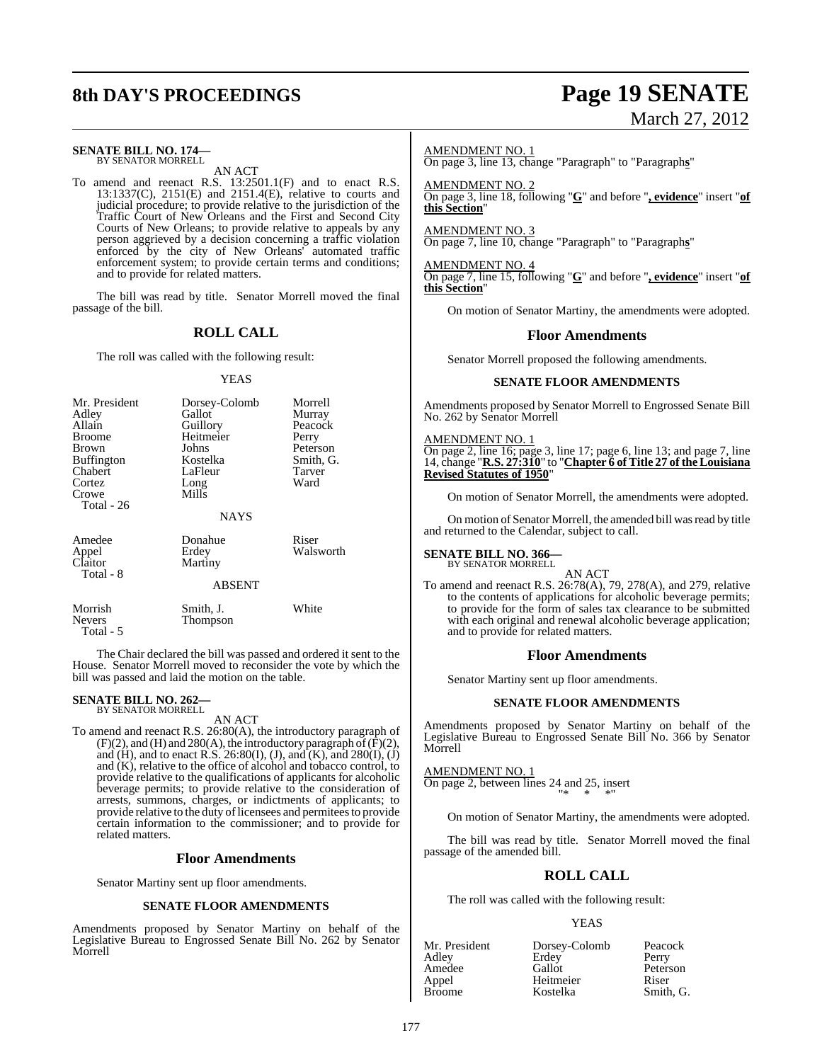**SENATE BILL NO. 174—**
BY SENATOR MORRELL

AN ACT

To amend and reenact R.S. 13:2501.1(F) and to enact R.S. 13:1337(C), 2151(E) and 2151.4(E), relative to courts and judicial procedure; to provide relative to the jurisdiction of the Traffic Court of New Orleans and the First and Second City Courts of New Orleans; to provide relative to appeals by any person aggrieved by a decision concerning a traffic violation enforced by the city of New Orleans' automated traffic enforcement system; to provide certain terms and conditions; and to provide for related matters.

The bill was read by title. Senator Morrell moved the final passage of the bill.

## ROLL CALL

The roll was called with the following result:

YEAS

| | | |
|---|---|---|
| Mr. President | Dorsey-Colomb | Morrell |
| Adley | Gallot | Murray |
| Allain | Guillory | Peacock |
| Broome | Heitmeier | Perry |
| Brown | Johns | Peterson |
| Buffington | Kostelka | Smith, G. |
| Chabert | LaFleur | Tarver |
| Cortez | Long | Ward |
| Crowe | Mills | |
| Total - 26 | | |

NAYS

| | | |
|---|---|---|
| Amedee | Donahue | Riser |
| Appel | Erdey | Walsworth |
| Claitor | Martiny | |
| Total - 8 | | |

ABSENT

| | | |
|---|---|---|
| Morrish | Smith, J. | White |
| Nevers | Thompson | |
| Total - 5 | | |

The Chair declared the bill was passed and ordered it sent to the House. Senator Morrell moved to reconsider the vote by which the bill was passed and laid the motion on the table.

**SENATE BILL NO. 262—**
BY SENATOR MORRELL

AN ACT

To amend and reenact R.S. 26:80(A), the introductory paragraph of (F)(2), and (H) and 280(A), the introductory paragraph of (F)(2), and (H), and to enact R.S. 26:80(I), (J), and (K), and 280(I), (J) and (K), relative to the office of alcohol and tobacco control, to provide relative to the qualifications of applicants for alcoholic beverage permits; to provide relative to the consideration of arrests, summons, charges, or indictments of applicants; to provide relative to the duty of licensees and permitees to provide certain information to the commissioner; and to provide for related matters.

## Floor Amendments

Senator Martiny sent up floor amendments.

### SENATE FLOOR AMENDMENTS

Amendments proposed by Senator Martiny on behalf of the Legislative Bureau to Engrossed Senate Bill No. 262 by Senator Morrell

AMENDMENT NO. 1
On page 3, line 13, change "Paragraph" to "Paragraph**s**"

AMENDMENT NO. 2
On page 3, line 18, following "**G**" and before "**, evidence**" insert "**of this Section**"

AMENDMENT NO. 3
On page 7, line 10, change "Paragraph" to "Paragraph**s**"

AMENDMENT NO. 4
On page 7, line 15, following "**G**" and before "**, evidence**" insert "**of this Section**"

On motion of Senator Martiny, the amendments were adopted.

## Floor Amendments

Senator Morrell proposed the following amendments.

### SENATE FLOOR AMENDMENTS

Amendments proposed by Senator Morrell to Engrossed Senate Bill No. 262 by Senator Morrell

AMENDMENT NO. 1
On page 2, line 16; page 3, line 17; page 6, line 13; and page 7, line 14, change "**R.S. 27:310**" to "**Chapter 6 of Title 27 of the Louisiana Revised Statutes of 1950**"

On motion of Senator Morrell, the amendments were adopted.

On motion of Senator Morrell, the amended bill was read by title and returned to the Calendar, subject to call.

**SENATE BILL NO. 366—**
BY SENATOR MORRELL

AN ACT

To amend and reenact R.S. 26:78(A), 79, 278(A), and 279, relative to the contents of applications for alcoholic beverage permits; to provide for the form of sales tax clearance to be submitted with each original and renewal alcoholic beverage application; and to provide for related matters.

## Floor Amendments

Senator Martiny sent up floor amendments.

### SENATE FLOOR AMENDMENTS

Amendments proposed by Senator Martiny on behalf of the Legislative Bureau to Engrossed Senate Bill No. 366 by Senator Morrell

AMENDMENT NO. 1
On page 2, between lines 24 and 25, insert
"* * *"

On motion of Senator Martiny, the amendments were adopted.

The bill was read by title. Senator Morrell moved the final passage of the amended bill.

## ROLL CALL

The roll was called with the following result:

YEAS

| | | |
|---|---|---|
| Mr. President | Dorsey-Colomb | Peacock |
| Adley | Erdey | Perry |
| Amedee | Gallot | Peterson |
| Appel | Heitmeier | Riser |
| Broome | Kostelka | Smith, G. |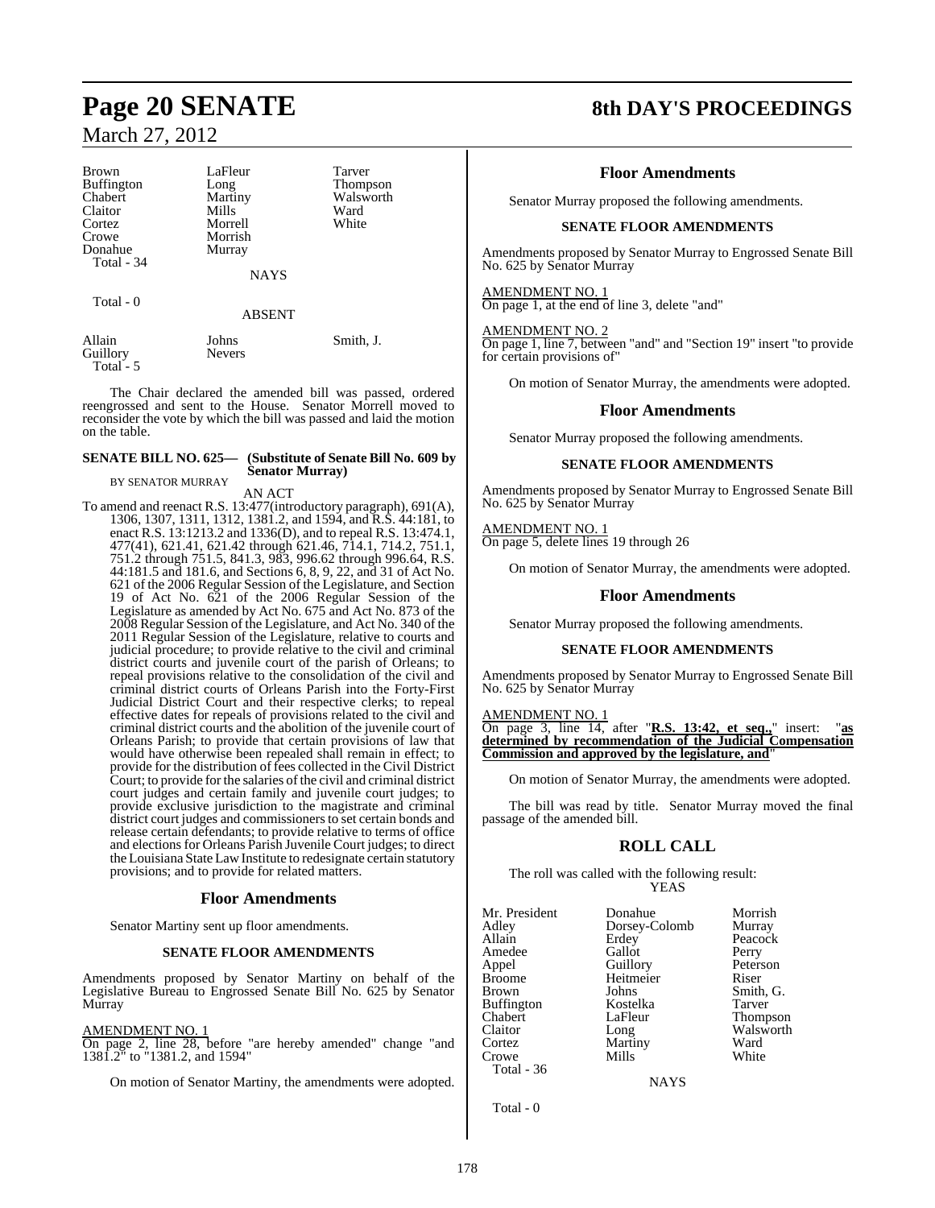| | | |
|---|---|---|
| Brown | LaFleur | Tarver |
| Buffington | Long | Thompson |
| Chabert | Martiny | Walsworth |
| Claitor | Mills | Ward |
| Cortez | Morrell | White |
| Crowe | Morrish | |
| Donahue | Murray | |
| Total - 34 | | |

NAYS

Total - 0

ABSENT

| | | |
|---|---|---|
| Allain | Johns | Smith, J. |
| Guillory | Nevers | |
| Total - 5 | | |

The Chair declared the amended bill was passed, ordered reengrossed and sent to the House. Senator Morrell moved to reconsider the vote by which the bill was passed and laid the motion on the table.

**SENATE BILL NO. 625— (Substitute of Senate Bill No. 609 by Senator Murray)**

BY SENATOR MURRAY

AN ACT

To amend and reenact R.S. 13:477(introductory paragraph), 691(A), 1306, 1307, 1311, 1312, 1381.2, and 1594, and R.S. 44:181, to enact R.S. 13:1213.2 and 1336(D), and to repeal R.S. 13:474.1, 477(41), 621.41, 621.42 through 621.46, 714.1, 714.2, 751.1, 751.2 through 751.5, 841.3, 983, 996.62 through 996.64, R.S. 44:181.5 and 181.6, and Sections 6, 8, 9, 22, and 31 of Act No. 621 of the 2006 Regular Session of the Legislature, and Section 19 of Act No. 621 of the 2006 Regular Session of the Legislature as amended by Act No. 675 and Act No. 873 of the 2008 Regular Session of the Legislature, and Act No. 340 of the 2011 Regular Session of the Legislature, relative to courts and judicial procedure; to provide relative to the civil and criminal district courts and juvenile court of the parish of Orleans; to repeal provisions relative to the consolidation of the civil and criminal district courts of Orleans Parish into the Forty-First Judicial District Court and their respective clerks; to repeal effective dates for repeals of provisions related to the civil and criminal district courts and the abolition of the juvenile court of Orleans Parish; to provide that certain provisions of law that would have otherwise been repealed shall remain in effect; to provide for the distribution of fees collected in the Civil District Court; to provide for the salaries of the civil and criminal district court judges and certain family and juvenile court judges; to provide exclusive jurisdiction to the magistrate and criminal district court judges and commissioners to set certain bonds and release certain defendants; to provide relative to terms of office and elections for Orleans Parish Juvenile Court judges; to direct the Louisiana State Law Institute to redesignate certain statutory provisions; and to provide for related matters.

## Floor Amendments

Senator Martiny sent up floor amendments.

### SENATE FLOOR AMENDMENTS

Amendments proposed by Senator Martiny on behalf of the Legislative Bureau to Engrossed Senate Bill No. 625 by Senator Murray

AMENDMENT NO. 1
On page 2, line 28, before "are hereby amended" change "and 1381.2" to "1381.2, and 1594"

On motion of Senator Martiny, the amendments were adopted.

## Floor Amendments

Senator Murray proposed the following amendments.

### SENATE FLOOR AMENDMENTS

Amendments proposed by Senator Murray to Engrossed Senate Bill No. 625 by Senator Murray

AMENDMENT NO. 1
On page 1, at the end of line 3, delete "and"

AMENDMENT NO. 2
On page 1, line 7, between "and" and "Section 19" insert "to provide for certain provisions of"

On motion of Senator Murray, the amendments were adopted.

## Floor Amendments

Senator Murray proposed the following amendments.

### SENATE FLOOR AMENDMENTS

Amendments proposed by Senator Murray to Engrossed Senate Bill No. 625 by Senator Murray

AMENDMENT NO. 1
On page 5, delete lines 19 through 26

On motion of Senator Murray, the amendments were adopted.

## Floor Amendments

Senator Murray proposed the following amendments.

### SENATE FLOOR AMENDMENTS

Amendments proposed by Senator Murray to Engrossed Senate Bill No. 625 by Senator Murray

AMENDMENT NO. 1
On page 3, line 14, after "**R.S. 13:42, et seq.,**" insert: "**as determined by recommendation of the Judicial Compensation Commission and approved by the legislature, and**"

On motion of Senator Murray, the amendments were adopted.

The bill was read by title. Senator Murray moved the final passage of the amended bill.

## ROLL CALL

The roll was called with the following result:

YEAS

| | | |
|---|---|---|
| Mr. President | Donahue | Morrish |
| Adley | Dorsey-Colomb | Murray |
| Allain | Erdey | Peacock |
| Amedee | Gallot | Perry |
| Appel | Guillory | Peterson |
| Broome | Heitmeier | Riser |
| Brown | Johns | Smith, G. |
| Buffington | Kostelka | Tarver |
| Chabert | LaFleur | Thompson |
| Claitor | Long | Walsworth |
| Cortez | Martiny | Ward |
| Crowe | Mills | White |
| Total - 36 | | |

NAYS

Total - 0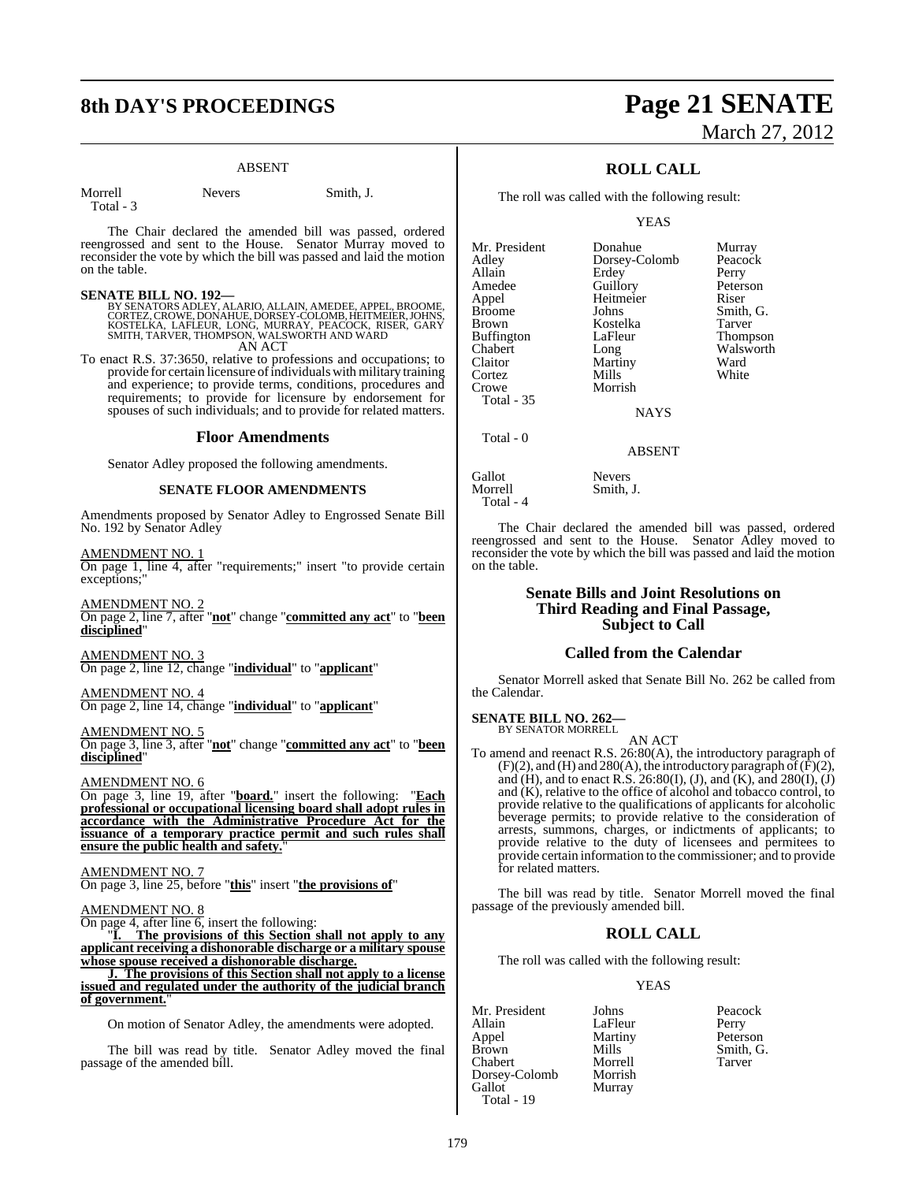ABSENT

| | | |
|---|---|---|
| Morrell | Nevers | Smith, J. |
| Total - 3 | | |

The Chair declared the amended bill was passed, ordered reengrossed and sent to the House. Senator Murray moved to reconsider the vote by which the bill was passed and laid the motion on the table.

**SENATE BILL NO. 192—**
BY SENATORS ADLEY, ALARIO, ALLAIN, AMEDEE, APPEL, BROOME, CORTEZ, CROWE, DONAHUE, DORSEY-COLOMB, HEITMEIER, JOHNS, KOSTELKA, LAFLEUR, LONG, MURRAY, PEACOCK, RISER, GARY SMITH, TARVER, THOMPSON, WALSWORTH AND WARD
AN ACT

To enact R.S. 37:3650, relative to professions and occupations; to provide for certain licensure of individuals with military training and experience; to provide terms, conditions, procedures and requirements; to provide for licensure by endorsement for spouses of such individuals; and to provide for related matters.

## Floor Amendments

Senator Adley proposed the following amendments.

### SENATE FLOOR AMENDMENTS

Amendments proposed by Senator Adley to Engrossed Senate Bill No. 192 by Senator Adley

AMENDMENT NO. 1
On page 1, line 4, after "requirements;" insert "to provide certain exceptions;"

AMENDMENT NO. 2
On page 2, line 7, after "**not**" change "**committed any act**" to "**been disciplined**"

AMENDMENT NO. 3
On page 2, line 12, change "**individual**" to "**applicant**"

AMENDMENT NO. 4
On page 2, line 14, change "**individual**" to "**applicant**"

AMENDMENT NO. 5
On page 3, line 3, after "**not**" change "**committed any act**" to "**been disciplined**"

AMENDMENT NO. 6
On page 3, line 19, after "**board.**" insert the following: "**Each professional or occupational licensing board shall adopt rules in accordance with the Administrative Procedure Act for the issuance of a temporary practice permit and such rules shall ensure the public health and safety.**"

AMENDMENT NO. 7
On page 3, line 25, before "**this**" insert "**the provisions of**"

AMENDMENT NO. 8
On page 4, after line 6, insert the following:

"**I. The provisions of this Section shall not apply to any applicant receiving a dishonorable discharge or a military spouse whose spouse received a dishonorable discharge.**

**J. The provisions of this Section shall not apply to a license issued and regulated under the authority of the judicial branch of government.**"

On motion of Senator Adley, the amendments were adopted.

The bill was read by title. Senator Adley moved the final passage of the amended bill.

## ROLL CALL

The roll was called with the following result:

YEAS

| | | |
|---|---|---|
| Mr. President | Donahue | Murray |
| Adley | Dorsey-Colomb | Peacock |
| Allain | Erdey | Perry |
| Amedee | Guillory | Peterson |
| Appel | Heitmeier | Riser |
| Broome | Johns | Smith, G. |
| Brown | Kostelka | Tarver |
| Buffington | LaFleur | Thompson |
| Chabert | Long | Walsworth |
| Claitor | Martiny | Ward |
| Cortez | Mills | White |
| Crowe | Morrish | |
| Total - 35 | | |

NAYS

Total - 0

ABSENT

| | |
|---|---|
| Gallot | Nevers |
| Morrell | Smith, J. |
| Total - 4 | |

The Chair declared the amended bill was passed, ordered reengrossed and sent to the House. Senator Adley moved to reconsider the vote by which the bill was passed and laid the motion on the table.

## Senate Bills and Joint Resolutions on Third Reading and Final Passage, Subject to Call

## Called from the Calendar

Senator Morrell asked that Senate Bill No. 262 be called from the Calendar.

**SENATE BILL NO. 262—**
BY SENATOR MORRELL
AN ACT

To amend and reenact R.S. 26:80(A), the introductory paragraph of (F)(2), and (H) and 280(A), the introductory paragraph of (F)(2), and (H), and to enact R.S. 26:80(I), (J), and (K), and 280(I), (J) and (K), relative to the office of alcohol and tobacco control, to provide relative to the qualifications of applicants for alcoholic beverage permits; to provide relative to the consideration of arrests, summons, charges, or indictments of applicants; to provide relative to the duty of licensees and permitees to provide certain information to the commissioner; and to provide for related matters.

The bill was read by title. Senator Morrell moved the final passage of the previously amended bill.

## ROLL CALL

The roll was called with the following result:

YEAS

| | | |
|---|---|---|
| Mr. President | Johns | Peacock |
| Allain | LaFleur | Perry |
| Appel | Martiny | Peterson |
| Brown | Mills | Smith, G. |
| Chabert | Morrell | Tarver |
| Dorsey-Colomb | Morrish | |
| Gallot | Murray | |
| Total - 19 | | |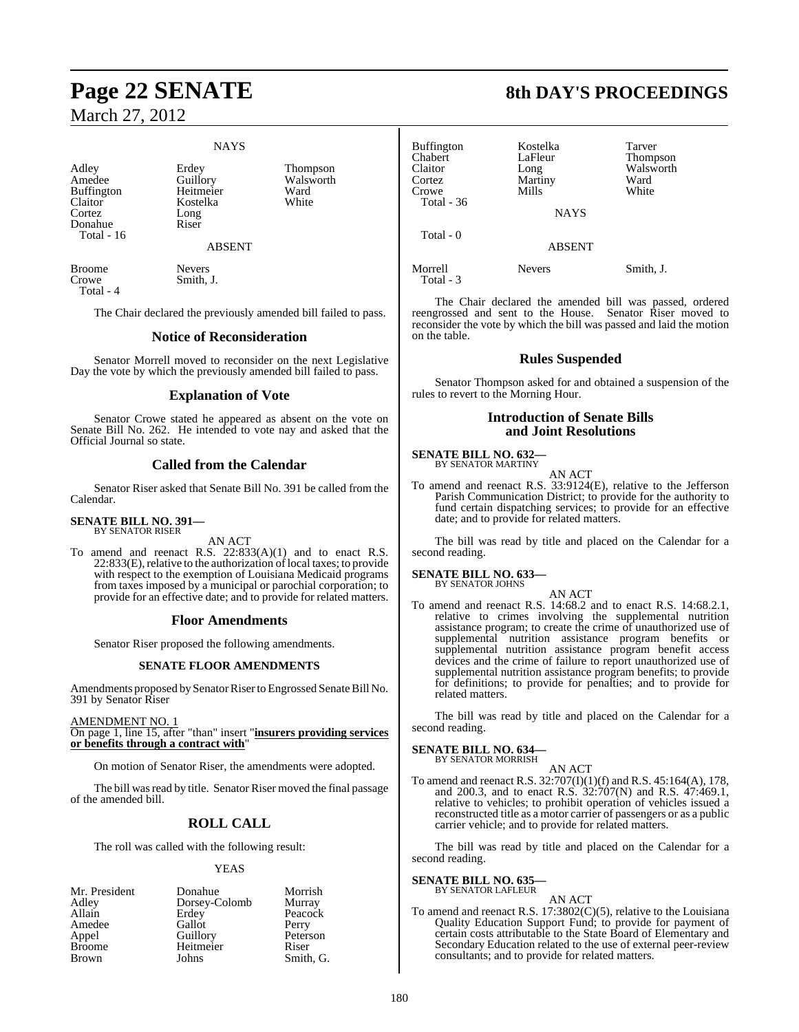NAYS

| | | |
|---|---|---|
| Adley | Erdey | Thompson |
| Amedee | Guillory | Walsworth |
| Buffington | Heitmeier | Ward |
| Claitor | Kostelka | White |
| Cortez | Long | |
| Donahue | Riser | |
| Total - 16 | | |

ABSENT

| | |
|---|---|
| Broome | Nevers |
| Crowe | Smith, J. |
| Total - 4 | |

The Chair declared the previously amended bill failed to pass.

## Notice of Reconsideration

Senator Morrell moved to reconsider on the next Legislative Day the vote by which the previously amended bill failed to pass.

## Explanation of Vote

Senator Crowe stated he appeared as absent on the vote on Senate Bill No. 262. He intended to vote nay and asked that the Official Journal so state.

## Called from the Calendar

Senator Riser asked that Senate Bill No. 391 be called from the Calendar.

**SENATE BILL NO. 391—**
BY SENATOR RISER

AN ACT

To amend and reenact R.S. 22:833(A)(1) and to enact R.S. 22:833(E), relative to the authorization of local taxes; to provide with respect to the exemption of Louisiana Medicaid programs from taxes imposed by a municipal or parochial corporation; to provide for an effective date; and to provide for related matters.

## Floor Amendments

Senator Riser proposed the following amendments.

### SENATE FLOOR AMENDMENTS

Amendments proposed by Senator Riser to Engrossed Senate Bill No. 391 by Senator Riser

AMENDMENT NO. 1
On page 1, line 15, after "than" insert "**insurers providing services or benefits through a contract with**"

On motion of Senator Riser, the amendments were adopted.

The bill was read by title. Senator Riser moved the final passage of the amended bill.

## ROLL CALL

The roll was called with the following result:

YEAS

| | | |
|---|---|---|
| Mr. President | Donahue | Morrish |
| Adley | Dorsey-Colomb | Murray |
| Allain | Erdey | Peacock |
| Amedee | Gallot | Perry |
| Appel | Guillory | Peterson |
| Broome | Heitmeier | Riser |
| Brown | Johns | Smith, G. |
| Buffington | Kostelka | Tarver |
| Chabert | LaFleur | Thompson |
| Claitor | Long | Walsworth |
| Cortez | Martiny | Ward |
| Crowe | Mills | White |
| Total - 36 | | |

NAYS

Total - 0

ABSENT

| | | |
|---|---|---|
| Morrell | Nevers | Smith, J. |
| Total - 3 | | |

The Chair declared the amended bill was passed, ordered reengrossed and sent to the House. Senator Riser moved to reconsider the vote by which the bill was passed and laid the motion on the table.

## Rules Suspended

Senator Thompson asked for and obtained a suspension of the rules to revert to the Morning Hour.

## Introduction of Senate Bills and Joint Resolutions

**SENATE BILL NO. 632—**
BY SENATOR MARTINY

AN ACT

To amend and reenact R.S. 33:9124(E), relative to the Jefferson Parish Communication District; to provide for the authority to fund certain dispatching services; to provide for an effective date; and to provide for related matters.

The bill was read by title and placed on the Calendar for a second reading.

**SENATE BILL NO. 633—**
BY SENATOR JOHNS

AN ACT

To amend and reenact R.S. 14:68.2 and to enact R.S. 14:68.2.1, relative to crimes involving the supplemental nutrition assistance program; to create the crime of unauthorized use of supplemental nutrition assistance program benefits or supplemental nutrition assistance program benefit access devices and the crime of failure to report unauthorized use of supplemental nutrition assistance program benefits; to provide for definitions; to provide for penalties; and to provide for related matters.

The bill was read by title and placed on the Calendar for a second reading.

**SENATE BILL NO. 634—**
BY SENATOR MORRISH

AN ACT

To amend and reenact R.S. 32:707(I)(1)(f) and R.S. 45:164(A), 178, and 200.3, and to enact R.S. 32:707(N) and R.S. 47:469.1, relative to vehicles; to prohibit operation of vehicles issued a reconstructed title as a motor carrier of passengers or as a public carrier vehicle; and to provide for related matters.

The bill was read by title and placed on the Calendar for a second reading.

**SENATE BILL NO. 635—**
BY SENATOR LAFLEUR

AN ACT

To amend and reenact R.S. 17:3802(C)(5), relative to the Louisiana Quality Education Support Fund; to provide for payment of certain costs attributable to the State Board of Elementary and Secondary Education related to the use of external peer-review consultants; and to provide for related matters.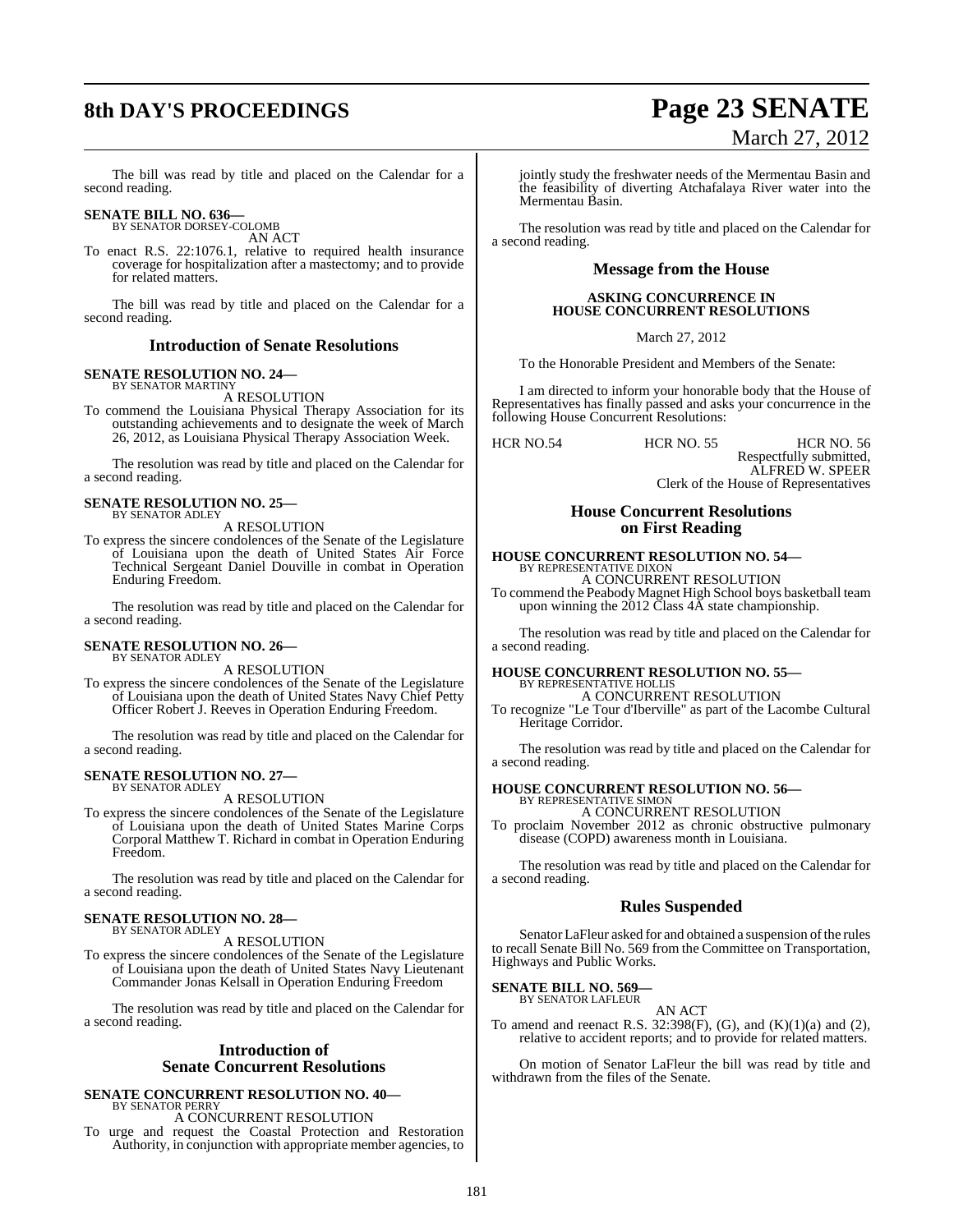The bill was read by title and placed on the Calendar for a second reading.

**SENATE BILL NO. 636—**
BY SENATOR DORSEY-COLOMB

AN ACT

To enact R.S. 22:1076.1, relative to required health insurance coverage for hospitalization after a mastectomy; and to provide for related matters.

The bill was read by title and placed on the Calendar for a second reading.

## Introduction of Senate Resolutions

**SENATE RESOLUTION NO. 24—**
BY SENATOR MARTINY

A RESOLUTION

To commend the Louisiana Physical Therapy Association for its outstanding achievements and to designate the week of March 26, 2012, as Louisiana Physical Therapy Association Week.

The resolution was read by title and placed on the Calendar for a second reading.

**SENATE RESOLUTION NO. 25—**
BY SENATOR ADLEY

A RESOLUTION

To express the sincere condolences of the Senate of the Legislature of Louisiana upon the death of United States Air Force Technical Sergeant Daniel Douville in combat in Operation Enduring Freedom.

The resolution was read by title and placed on the Calendar for a second reading.

**SENATE RESOLUTION NO. 26—**
BY SENATOR ADLEY

A RESOLUTION

To express the sincere condolences of the Senate of the Legislature of Louisiana upon the death of United States Navy Chief Petty Officer Robert J. Reeves in Operation Enduring Freedom.

The resolution was read by title and placed on the Calendar for a second reading.

**SENATE RESOLUTION NO. 27—**
BY SENATOR ADLEY

A RESOLUTION

To express the sincere condolences of the Senate of the Legislature of Louisiana upon the death of United States Marine Corps Corporal Matthew T. Richard in combat in Operation Enduring Freedom.

The resolution was read by title and placed on the Calendar for a second reading.

**SENATE RESOLUTION NO. 28—**
BY SENATOR ADLEY

A RESOLUTION

To express the sincere condolences of the Senate of the Legislature of Louisiana upon the death of United States Navy Lieutenant Commander Jonas Kelsall in Operation Enduring Freedom

The resolution was read by title and placed on the Calendar for a second reading.

## Introduction of Senate Concurrent Resolutions

**SENATE CONCURRENT RESOLUTION NO. 40—**
BY SENATOR PERRY

A CONCURRENT RESOLUTION

To urge and request the Coastal Protection and Restoration Authority, in conjunction with appropriate member agencies, to jointly study the freshwater needs of the Mermentau Basin and the feasibility of diverting Atchafalaya River water into the Mermentau Basin.

The resolution was read by title and placed on the Calendar for a second reading.

## Message from the House

**ASKING CONCURRENCE IN HOUSE CONCURRENT RESOLUTIONS**

March 27, 2012

To the Honorable President and Members of the Senate:

I am directed to inform your honorable body that the House of Representatives has finally passed and asks your concurrence in the following House Concurrent Resolutions:

HCR NO.54 HCR NO. 55 HCR NO. 56

Respectfully submitted,
ALFRED W. SPEER
Clerk of the House of Representatives

## House Concurrent Resolutions on First Reading

**HOUSE CONCURRENT RESOLUTION NO. 54—**
BY REPRESENTATIVE DIXON

A CONCURRENT RESOLUTION

To commend the Peabody Magnet High School boys basketball team upon winning the 2012 Class 4A state championship.

The resolution was read by title and placed on the Calendar for a second reading.

**HOUSE CONCURRENT RESOLUTION NO. 55—**
BY REPRESENTATIVE HOLLIS

A CONCURRENT RESOLUTION

To recognize "Le Tour d'Iberville" as part of the Lacombe Cultural Heritage Corridor.

The resolution was read by title and placed on the Calendar for a second reading.

**HOUSE CONCURRENT RESOLUTION NO. 56—**
BY REPRESENTATIVE SIMON

A CONCURRENT RESOLUTION

To proclaim November 2012 as chronic obstructive pulmonary disease (COPD) awareness month in Louisiana.

The resolution was read by title and placed on the Calendar for a second reading.

## Rules Suspended

Senator LaFleur asked for and obtained a suspension of the rules to recall Senate Bill No. 569 from the Committee on Transportation, Highways and Public Works.

**SENATE BILL NO. 569—**
BY SENATOR LAFLEUR

AN ACT

To amend and reenact R.S. 32:398(F), (G), and (K)(1)(a) and (2), relative to accident reports; and to provide for related matters.

On motion of Senator LaFleur the bill was read by title and withdrawn from the files of the Senate.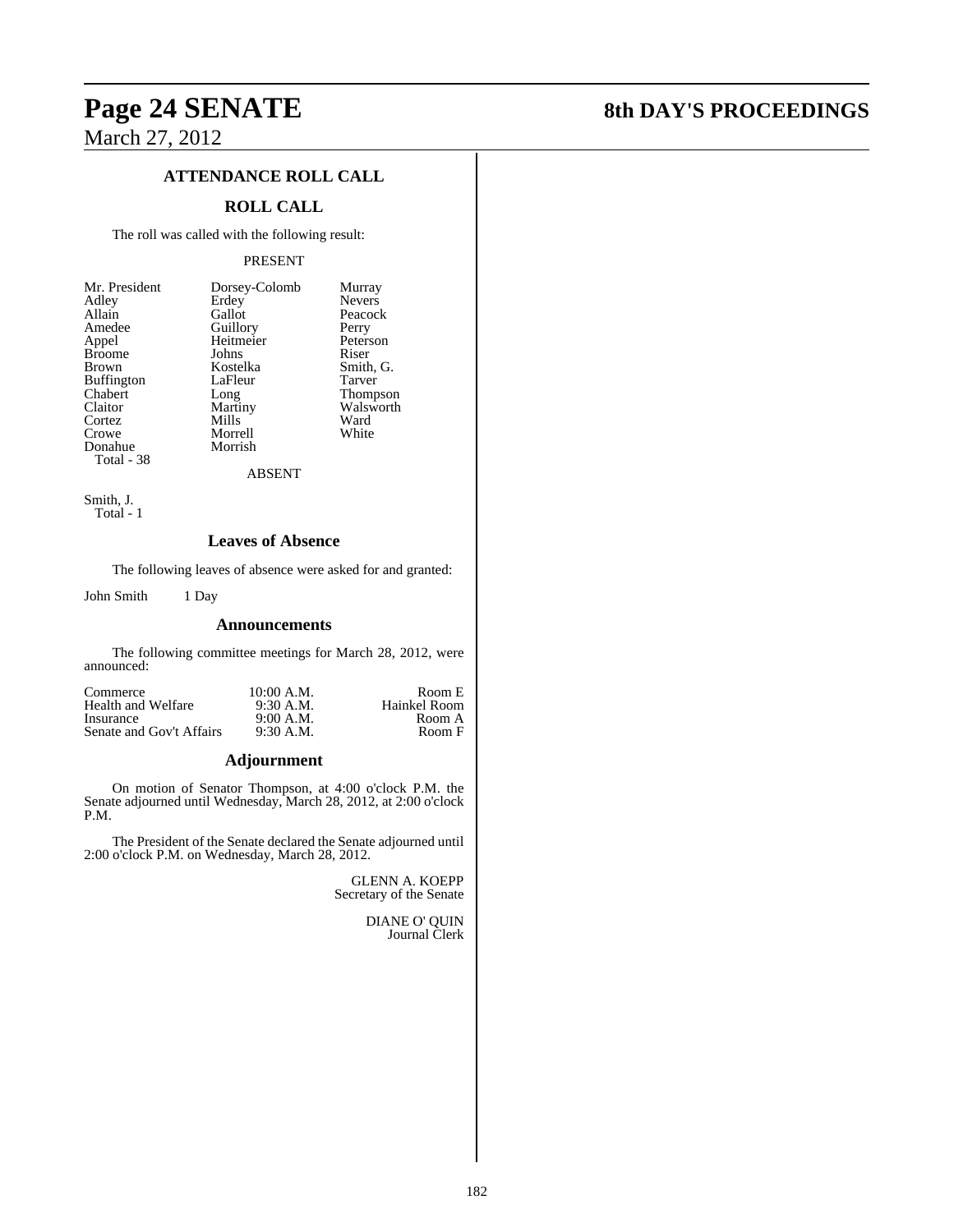## ATTENDANCE ROLL CALL

### ROLL CALL

The roll was called with the following result:

PRESENT

| | | |
|---|---|---|
| Mr. President | Dorsey-Colomb | Murray |
| Adley | Erdey | Nevers |
| Allain | Gallot | Peacock |
| Amedee | Guillory | Perry |
| Appel | Heitmeier | Peterson |
| Broome | Johns | Riser |
| Brown | Kostelka | Smith, G. |
| Buffington | LaFleur | Tarver |
| Chabert | Long | Thompson |
| Claitor | Martiny | Walsworth |
| Cortez | Mills | Ward |
| Crowe | Morrell | White |
| Donahue | Morrish | |

Total - 38

ABSENT

Smith, J.

Total - 1

### Leaves of Absence

The following leaves of absence were asked for and granted:

John Smith 1 Day

### Announcements

The following committee meetings for March 28, 2012, were announced:

| | | |
|---|---|---|
| Commerce | 10:00 A.M. | Room E |
| Health and Welfare | 9:30 A.M. | Hainkel Room |
| Insurance | 9:00 A.M. | Room A |
| Senate and Gov't Affairs | 9:30 A.M. | Room F |

### Adjournment

On motion of Senator Thompson, at 4:00 o'clock P.M. the Senate adjourned until Wednesday, March 28, 2012, at 2:00 o'clock P.M.

The President of the Senate declared the Senate adjourned until 2:00 o'clock P.M. on Wednesday, March 28, 2012.

GLENN A. KOEPP
Secretary of the Senate

DIANE O' QUIN
Journal Clerk